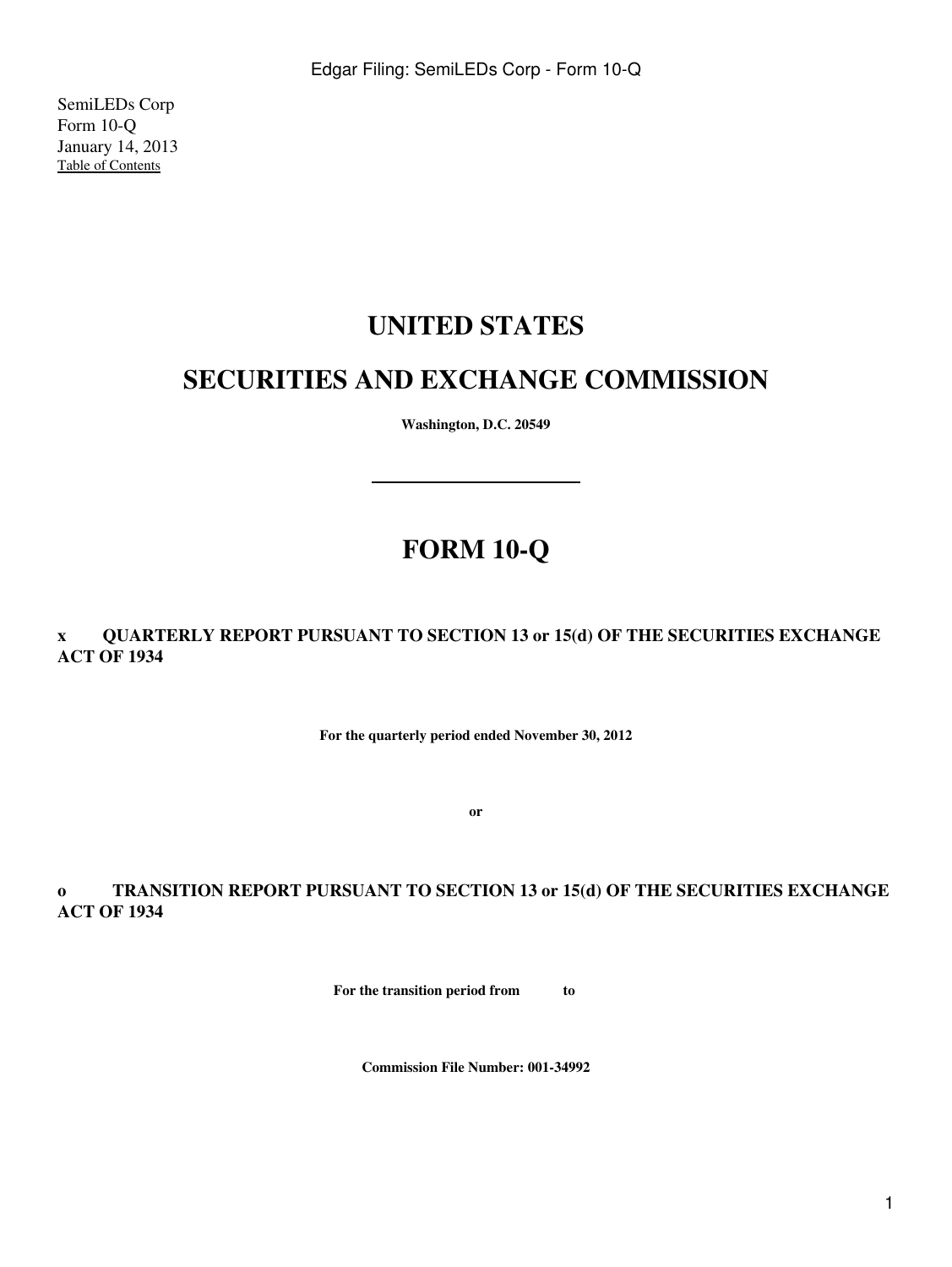SemiLEDs Corp
Form 10-Q
January 14, 2013
Table of Contents

# UNITED STATES

# SECURITIES AND EXCHANGE COMMISSION

**Washington, D.C. 20549**

---

# FORM 10-Q

**x QUARTERLY REPORT PURSUANT TO SECTION 13 or 15(d) OF THE SECURITIES EXCHANGE ACT OF 1934**

**For the quarterly period ended November 30, 2012**

**or**

**o TRANSITION REPORT PURSUANT TO SECTION 13 or 15(d) OF THE SECURITIES EXCHANGE ACT OF 1934**

**For the transition period from to**

**Commission File Number: 001-34992**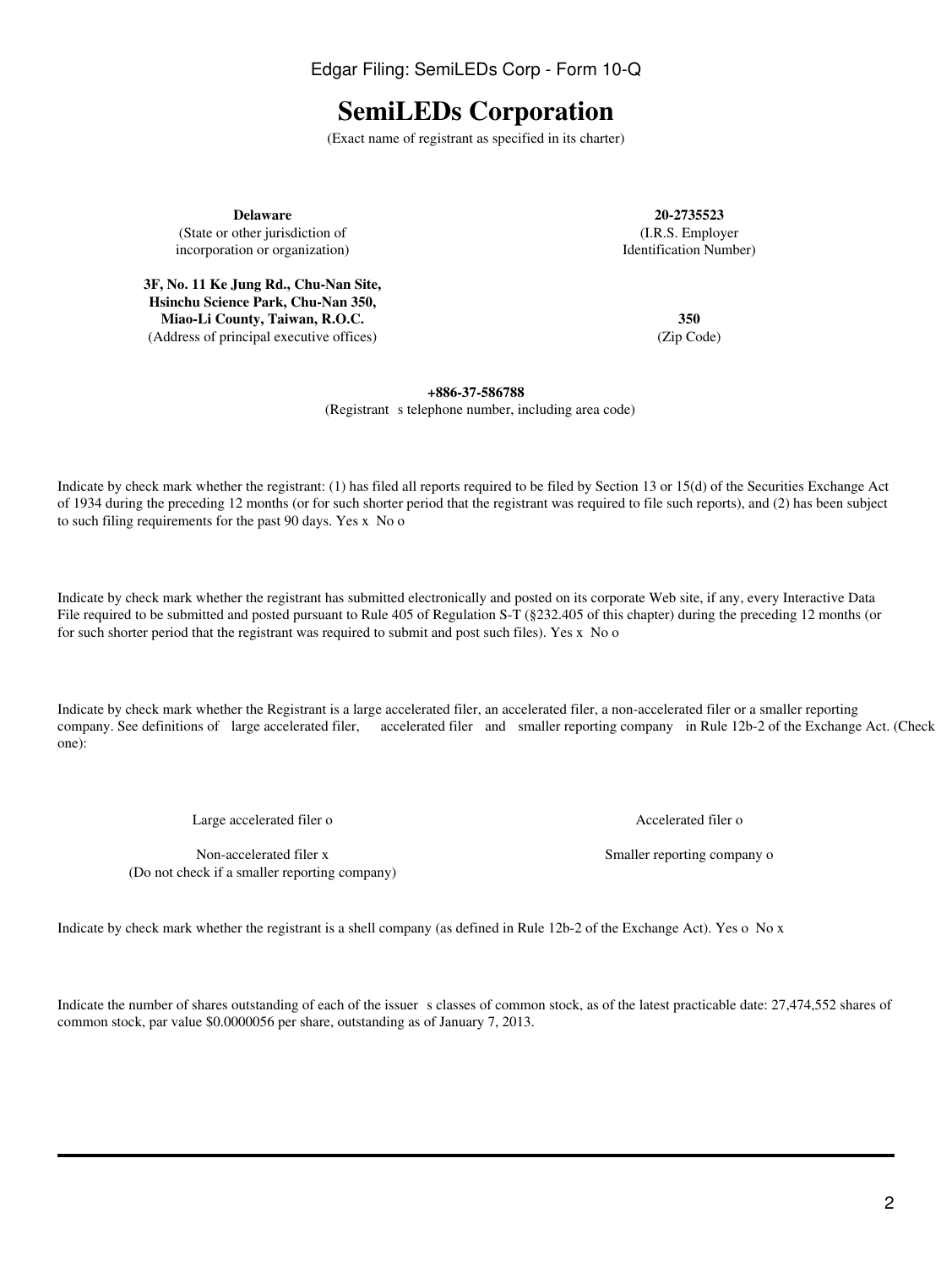# SemiLEDs Corporation

(Exact name of registrant as specified in its charter)

| | |
|---|---|
| **Delaware** | **20-2735523** |
| (State or other jurisdiction of incorporation or organization) | (I.R.S. Employer Identification Number) |
| **3F, No. 11 Ke Jung Rd., Chu-Nan Site, Hsinchu Science Park, Chu-Nan 350, Miao-Li County, Taiwan, R.O.C.** | **350** |
| (Address of principal executive offices) | (Zip Code) |

**+886-37-586788**
(Registrant s telephone number, including area code)

Indicate by check mark whether the registrant: (1) has filed all reports required to be filed by Section 13 or 15(d) of the Securities Exchange Act of 1934 during the preceding 12 months (or for such shorter period that the registrant was required to file such reports), and (2) has been subject to such filing requirements for the past 90 days. Yes x No o

Indicate by check mark whether the registrant has submitted electronically and posted on its corporate Web site, if any, every Interactive Data File required to be submitted and posted pursuant to Rule 405 of Regulation S-T (§232.405 of this chapter) during the preceding 12 months (or for such shorter period that the registrant was required to submit and post such files). Yes x No o

Indicate by check mark whether the Registrant is a large accelerated filer, an accelerated filer, a non-accelerated filer or a smaller reporting company. See definitions of large accelerated filer, accelerated filer and smaller reporting company in Rule 12b-2 of the Exchange Act. (Check one):

| | |
|---|---|
| Large accelerated filer o | Accelerated filer o |
| Non-accelerated filer x (Do not check if a smaller reporting company) | Smaller reporting company o |

Indicate by check mark whether the registrant is a shell company (as defined in Rule 12b-2 of the Exchange Act). Yes o No x

Indicate the number of shares outstanding of each of the issuer s classes of common stock, as of the latest practicable date: 27,474,552 shares of common stock, par value $0.0000056 per share, outstanding as of January 7, 2013.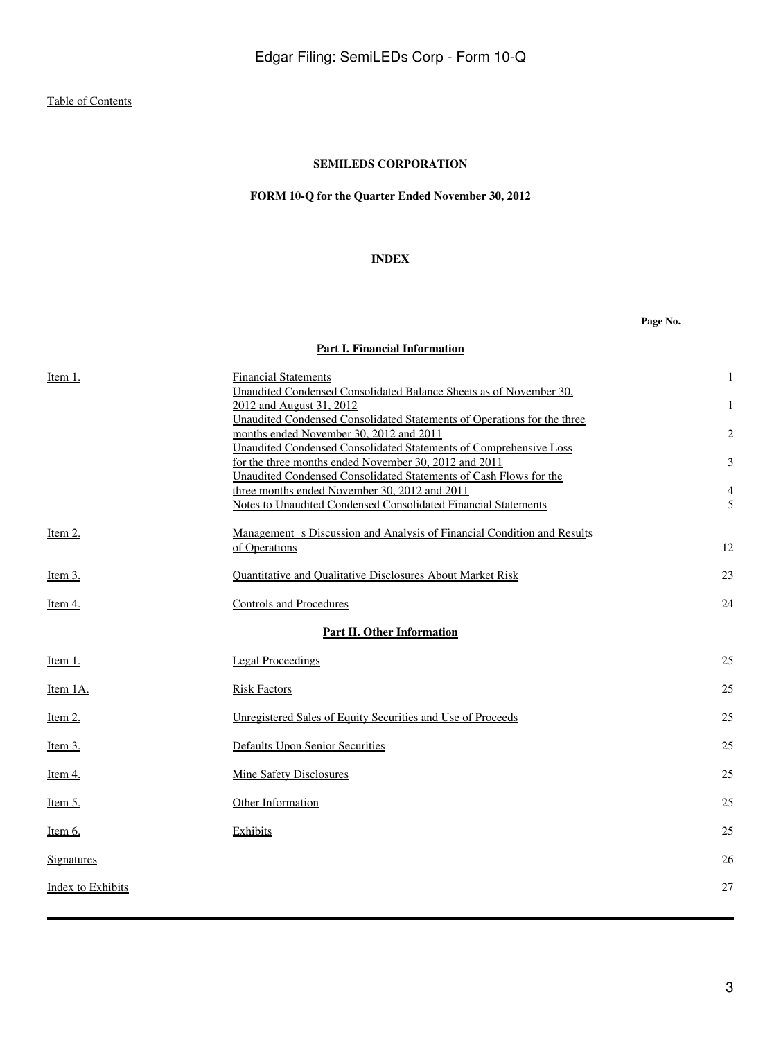Table of Contents

**SEMILEDS CORPORATION**

**FORM 10-Q for the Quarter Ended November 30, 2012**

**INDEX**

| | | Page No. |
|---|---|---|
| | **Part I. Financial Information** | |
| Item 1. | Financial Statements | 1 |
| | Unaudited Condensed Consolidated Balance Sheets as of November 30, 2012 and August 31, 2012 | 1 |
| | Unaudited Condensed Consolidated Statements of Operations for the three months ended November 30, 2012 and 2011 | 2 |
| | Unaudited Condensed Consolidated Statements of Comprehensive Loss for the three months ended November 30, 2012 and 2011 | 3 |
| | Unaudited Condensed Consolidated Statements of Cash Flows for the three months ended November 30, 2012 and 2011 | 4 |
| | Notes to Unaudited Condensed Consolidated Financial Statements | 5 |
| Item 2. | Management s Discussion and Analysis of Financial Condition and Results of Operations | 12 |
| Item 3. | Quantitative and Qualitative Disclosures About Market Risk | 23 |
| Item 4. | Controls and Procedures | 24 |
| | **Part II. Other Information** | |
| Item 1. | Legal Proceedings | 25 |
| Item 1A. | Risk Factors | 25 |
| Item 2. | Unregistered Sales of Equity Securities and Use of Proceeds | 25 |
| Item 3. | Defaults Upon Senior Securities | 25 |
| Item 4. | Mine Safety Disclosures | 25 |
| Item 5. | Other Information | 25 |
| Item 6. | Exhibits | 25 |
| Signatures | | 26 |
| Index to Exhibits | | 27 |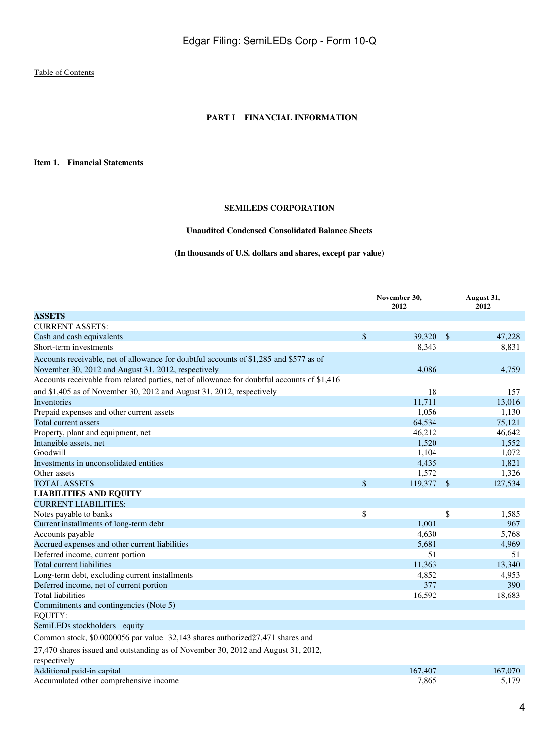[Table of Contents](#)

## PART I FINANCIAL INFORMATION

### Item 1. Financial Statements

**SEMILEDS CORPORATION**

**Unaudited Condensed Consolidated Balance Sheets**

**(In thousands of U.S. dollars and shares, except par value)**

| | November 30, 2012 | August 31, 2012 |
|---|---|---|
| **ASSETS** | | |
| CURRENT ASSETS: | | |
| Cash and cash equivalents | $ 39,320 | $ 47,228 |
| Short-term investments | 8,343 | 8,831 |
| Accounts receivable, net of allowance for doubtful accounts of $1,285 and $577 as of November 30, 2012 and August 31, 2012, respectively | 4,086 | 4,759 |
| Accounts receivable from related parties, net of allowance for doubtful accounts of $1,416 and $1,405 as of November 30, 2012 and August 31, 2012, respectively | 18 | 157 |
| Inventories | 11,711 | 13,016 |
| Prepaid expenses and other current assets | 1,056 | 1,130 |
| Total current assets | 64,534 | 75,121 |
| Property, plant and equipment, net | 46,212 | 46,642 |
| Intangible assets, net | 1,520 | 1,552 |
| Goodwill | 1,104 | 1,072 |
| Investments in unconsolidated entities | 4,435 | 1,821 |
| Other assets | 1,572 | 1,326 |
| TOTAL ASSETS | $ 119,377 | $ 127,534 |
| **LIABILITIES AND EQUITY** | | |
| CURRENT LIABILITIES: | | |
| Notes payable to banks | $ | $ 1,585 |
| Current installments of long-term debt | 1,001 | 967 |
| Accounts payable | 4,630 | 5,768 |
| Accrued expenses and other current liabilities | 5,681 | 4,969 |
| Deferred income, current portion | 51 | 51 |
| Total current liabilities | 11,363 | 13,340 |
| Long-term debt, excluding current installments | 4,852 | 4,953 |
| Deferred income, net of current portion | 377 | 390 |
| Total liabilities | 16,592 | 18,683 |
| Commitments and contingencies (Note 5) | | |
| EQUITY: | | |
| SemiLEDs stockholders equity | | |
| Common stock, $0.0000056 par value 32,143 shares authorized; 27,471 shares and 27,470 shares issued and outstanding as of November 30, 2012 and August 31, 2012, respectively | | |
| Additional paid-in capital | 167,407 | 167,070 |
| Accumulated other comprehensive income | 7,865 | 5,179 |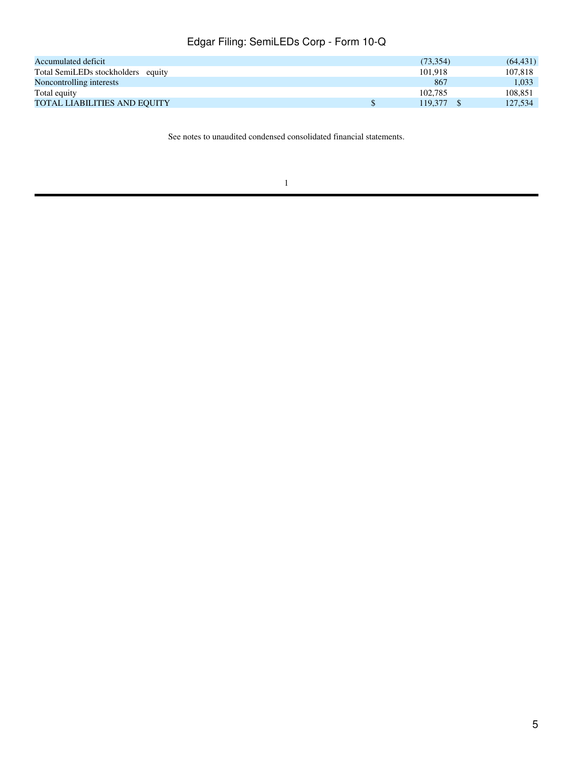| | | |
|---|---|---|
| Accumulated deficit | (73,354) | (64,431) |
| Total SemiLEDs stockholders equity | 101,918 | 107,818 |
| Noncontrolling interests | 867 | 1,033 |
| Total equity | 102,785 | 108,851 |
| TOTAL LIABILITIES AND EQUITY | $ 119,377 | $ 127,534 |

See notes to unaudited condensed consolidated financial statements.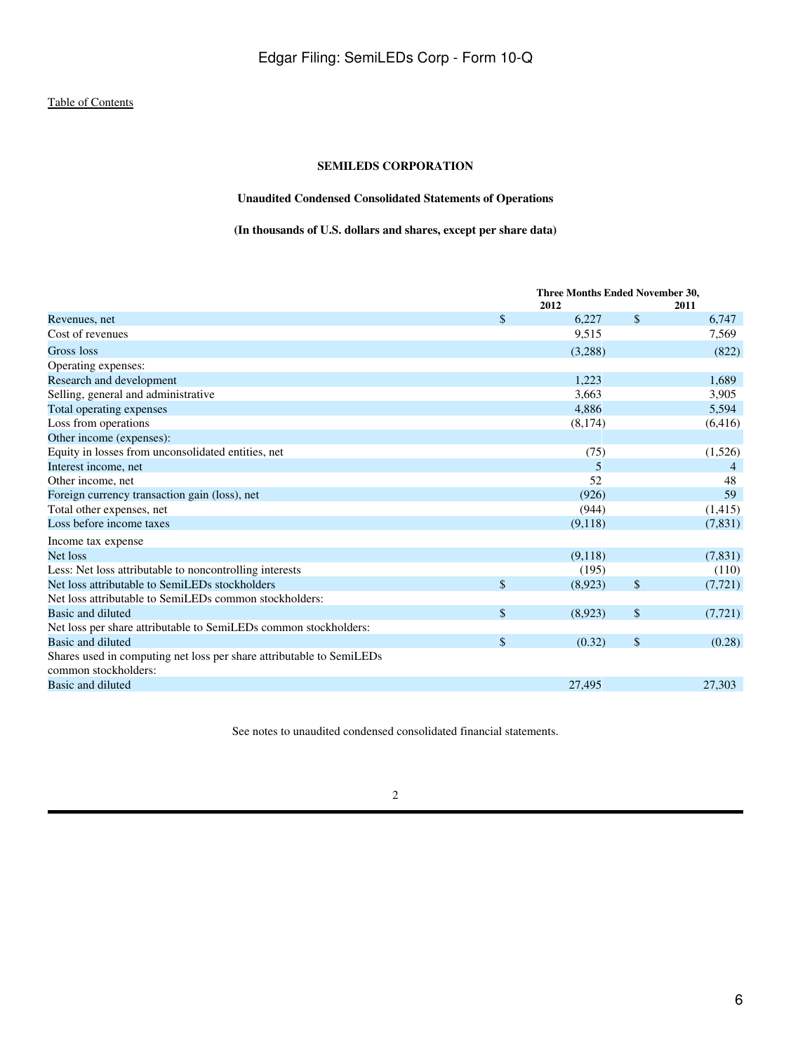Table of Contents

**SEMILEDS CORPORATION**

**Unaudited Condensed Consolidated Statements of Operations**

**(In thousands of U.S. dollars and shares, except per share data)**

| | Three Months Ended November 30, | |
|---|---|---|
| | 2012 | 2011 |
| Revenues, net | $ 6,227 | $ 6,747 |
| Cost of revenues | 9,515 | 7,569 |
| Gross loss | (3,288) | (822) |
| Operating expenses: | | |
| Research and development | 1,223 | 1,689 |
| Selling, general and administrative | 3,663 | 3,905 |
| Total operating expenses | 4,886 | 5,594 |
| Loss from operations | (8,174) | (6,416) |
| Other income (expenses): | | |
| Equity in losses from unconsolidated entities, net | (75) | (1,526) |
| Interest income, net | 5 | 4 |
| Other income, net | 52 | 48 |
| Foreign currency transaction gain (loss), net | (926) | 59 |
| Total other expenses, net | (944) | (1,415) |
| Loss before income taxes | (9,118) | (7,831) |
| Income tax expense | | |
| Net loss | (9,118) | (7,831) |
| Less: Net loss attributable to noncontrolling interests | (195) | (110) |
| Net loss attributable to SemiLEDs stockholders | $ (8,923) | $ (7,721) |
| Net loss attributable to SemiLEDs common stockholders: | | |
| Basic and diluted | $ (8,923) | $ (7,721) |
| Net loss per share attributable to SemiLEDs common stockholders: | | |
| Basic and diluted | $ (0.32) | $ (0.28) |
| Shares used in computing net loss per share attributable to SemiLEDs common stockholders: | | |
| Basic and diluted | 27,495 | 27,303 |

See notes to unaudited condensed consolidated financial statements.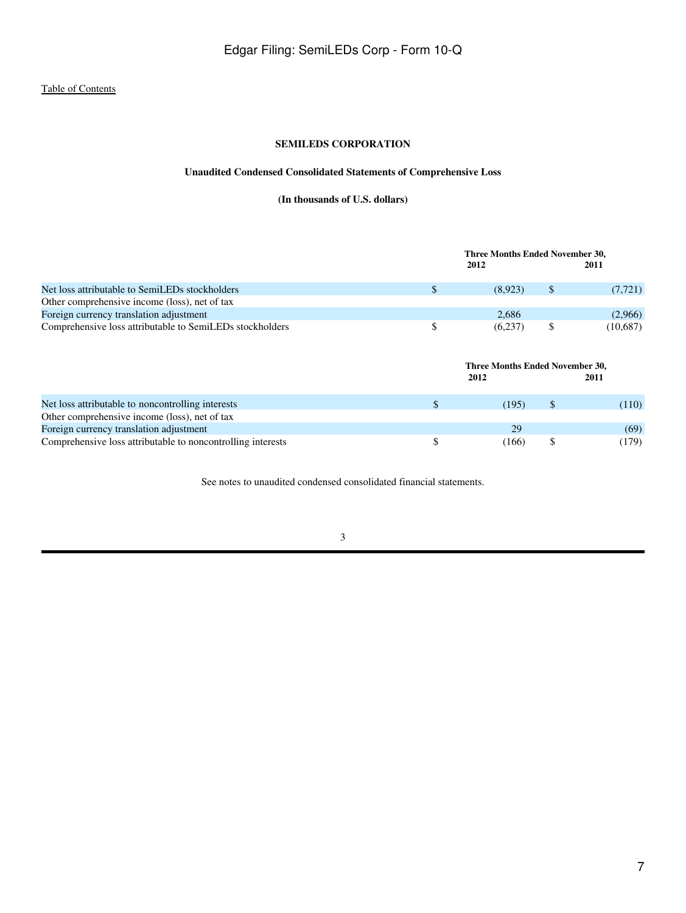[Table of Contents](#)

**SEMILEDS CORPORATION**

**Unaudited Condensed Consolidated Statements of Comprehensive Loss**

**(In thousands of U.S. dollars)**

| | Three Months Ended November 30, | |
|---|---|---|
| | 2012 | 2011 |
| Net loss attributable to SemiLEDs stockholders | $ (8,923) | $ (7,721) |
| Other comprehensive income (loss), net of tax | | |
| Foreign currency translation adjustment | 2,686 | (2,966) |
| Comprehensive loss attributable to SemiLEDs stockholders | $ (6,237) | $ (10,687) |

| | Three Months Ended November 30, | |
|---|---|---|
| | 2012 | 2011 |
| Net loss attributable to noncontrolling interests | $ (195) | $ (110) |
| Other comprehensive income (loss), net of tax | | |
| Foreign currency translation adjustment | 29 | (69) |
| Comprehensive loss attributable to noncontrolling interests | $ (166) | $ (179) |

See notes to unaudited condensed consolidated financial statements.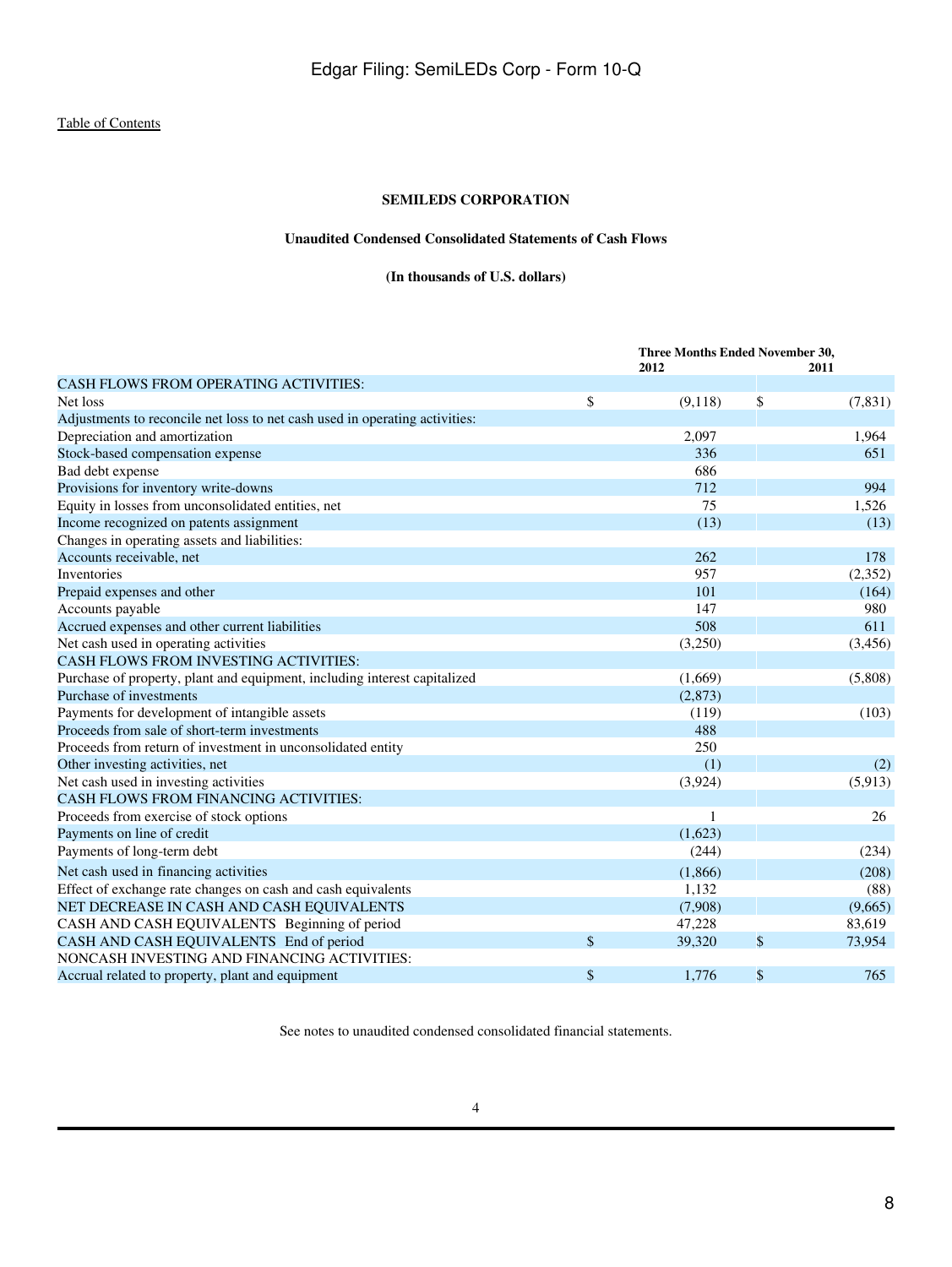[Table of Contents](#)

## SEMILEDS CORPORATION

### Unaudited Condensed Consolidated Statements of Cash Flows

### (In thousands of U.S. dollars)

| | Three Months Ended November 30, | |
|---|---|---|
| | 2012 | 2011 |
| CASH FLOWS FROM OPERATING ACTIVITIES: | | |
| Net loss | $ (9,118) | $ (7,831) |
| Adjustments to reconcile net loss to net cash used in operating activities: | | |
| Depreciation and amortization | 2,097 | 1,964 |
| Stock-based compensation expense | 336 | 651 |
| Bad debt expense | 686 | |
| Provisions for inventory write-downs | 712 | 994 |
| Equity in losses from unconsolidated entities, net | 75 | 1,526 |
| Income recognized on patents assignment | (13) | (13) |
| Changes in operating assets and liabilities: | | |
| Accounts receivable, net | 262 | 178 |
| Inventories | 957 | (2,352) |
| Prepaid expenses and other | 101 | (164) |
| Accounts payable | 147 | 980 |
| Accrued expenses and other current liabilities | 508 | 611 |
| Net cash used in operating activities | (3,250) | (3,456) |
| CASH FLOWS FROM INVESTING ACTIVITIES: | | |
| Purchase of property, plant and equipment, including interest capitalized | (1,669) | (5,808) |
| Purchase of investments | (2,873) | |
| Payments for development of intangible assets | (119) | (103) |
| Proceeds from sale of short-term investments | 488 | |
| Proceeds from return of investment in unconsolidated entity | 250 | |
| Other investing activities, net | (1) | (2) |
| Net cash used in investing activities | (3,924) | (5,913) |
| CASH FLOWS FROM FINANCING ACTIVITIES: | | |
| Proceeds from exercise of stock options | 1 | 26 |
| Payments on line of credit | (1,623) | |
| Payments of long-term debt | (244) | (234) |
| Net cash used in financing activities | (1,866) | (208) |
| Effect of exchange rate changes on cash and cash equivalents | 1,132 | (88) |
| NET DECREASE IN CASH AND CASH EQUIVALENTS | (7,908) | (9,665) |
| CASH AND CASH EQUIVALENTS Beginning of period | 47,228 | 83,619 |
| CASH AND CASH EQUIVALENTS End of period | $ 39,320 | $ 73,954 |
| NONCASH INVESTING AND FINANCING ACTIVITIES: | | |
| Accrual related to property, plant and equipment | $ 1,776 | $ 765 |

See notes to unaudited condensed consolidated financial statements.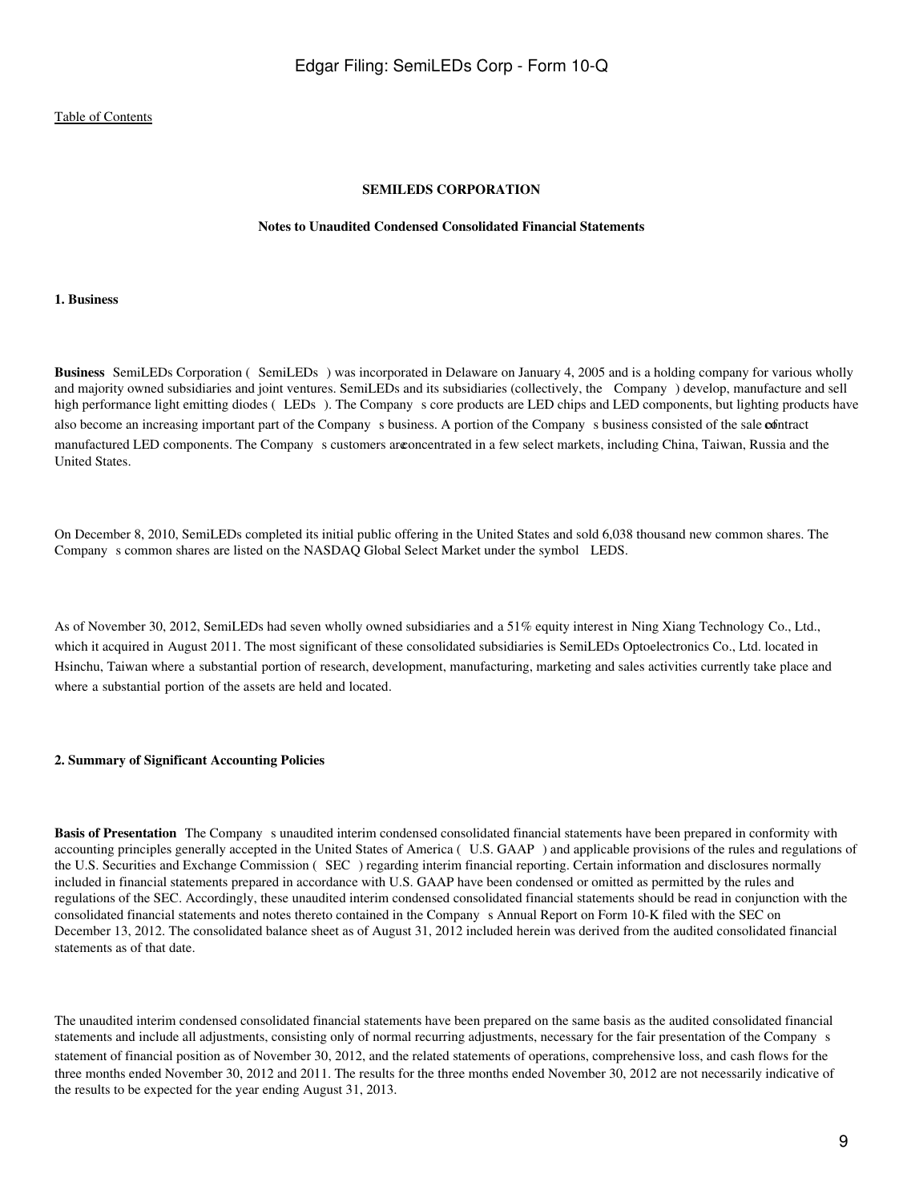[Table of Contents](#)

## SEMILEDS CORPORATION

### Notes to Unaudited Condensed Consolidated Financial Statements

### 1. Business

**Business** SemiLEDs Corporation ( SemiLEDs ) was incorporated in Delaware on January 4, 2005 and is a holding company for various wholly and majority owned subsidiaries and joint ventures. SemiLEDs and its subsidiaries (collectively, the Company ) develop, manufacture and sell high performance light emitting diodes ( LEDs ). The Company s core products are LED chips and LED components, but lighting products have also become an increasing important part of the Company s business. A portion of the Company s business consisted of the sale of contract manufactured LED components. The Company s customers are concentrated in a few select markets, including China, Taiwan, Russia and the United States.

On December 8, 2010, SemiLEDs completed its initial public offering in the United States and sold 6,038 thousand new common shares. The Company s common shares are listed on the NASDAQ Global Select Market under the symbol LEDS.

As of November 30, 2012, SemiLEDs had seven wholly owned subsidiaries and a 51% equity interest in Ning Xiang Technology Co., Ltd., which it acquired in August 2011. The most significant of these consolidated subsidiaries is SemiLEDs Optoelectronics Co., Ltd. located in Hsinchu, Taiwan where a substantial portion of research, development, manufacturing, marketing and sales activities currently take place and where a substantial portion of the assets are held and located.

### 2. Summary of Significant Accounting Policies

**Basis of Presentation** The Company s unaudited interim condensed consolidated financial statements have been prepared in conformity with accounting principles generally accepted in the United States of America ( U.S. GAAP ) and applicable provisions of the rules and regulations of the U.S. Securities and Exchange Commission ( SEC ) regarding interim financial reporting. Certain information and disclosures normally included in financial statements prepared in accordance with U.S. GAAP have been condensed or omitted as permitted by the rules and regulations of the SEC. Accordingly, these unaudited interim condensed consolidated financial statements should be read in conjunction with the consolidated financial statements and notes thereto contained in the Company s Annual Report on Form 10-K filed with the SEC on December 13, 2012. The consolidated balance sheet as of August 31, 2012 included herein was derived from the audited consolidated financial statements as of that date.

The unaudited interim condensed consolidated financial statements have been prepared on the same basis as the audited consolidated financial statements and include all adjustments, consisting only of normal recurring adjustments, necessary for the fair presentation of the Company s statement of financial position as of November 30, 2012, and the related statements of operations, comprehensive loss, and cash flows for the three months ended November 30, 2012 and 2011. The results for the three months ended November 30, 2012 are not necessarily indicative of the results to be expected for the year ending August 31, 2013.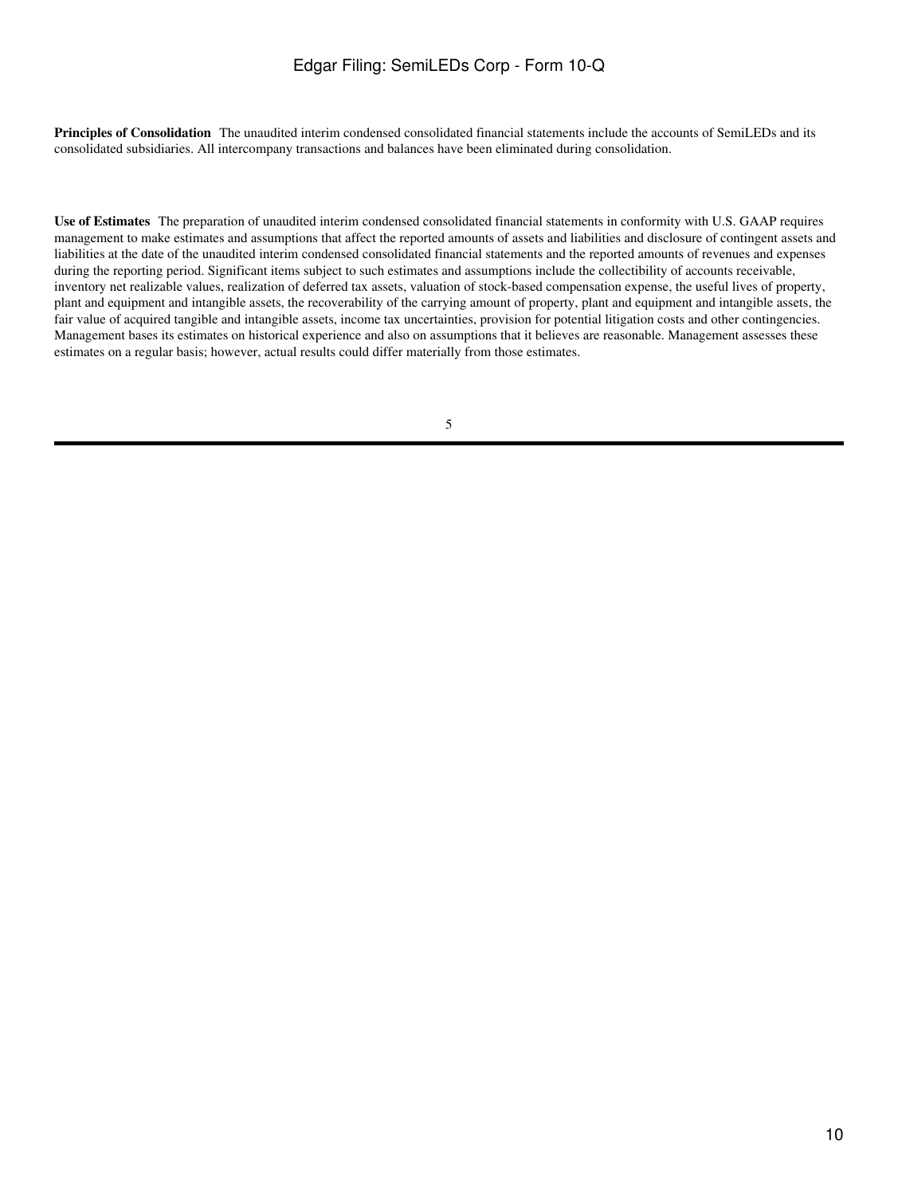**Principles of Consolidation** The unaudited interim condensed consolidated financial statements include the accounts of SemiLEDs and its consolidated subsidiaries. All intercompany transactions and balances have been eliminated during consolidation.

**Use of Estimates** The preparation of unaudited interim condensed consolidated financial statements in conformity with U.S. GAAP requires management to make estimates and assumptions that affect the reported amounts of assets and liabilities and disclosure of contingent assets and liabilities at the date of the unaudited interim condensed consolidated financial statements and the reported amounts of revenues and expenses during the reporting period. Significant items subject to such estimates and assumptions include the collectibility of accounts receivable, inventory net realizable values, realization of deferred tax assets, valuation of stock-based compensation expense, the useful lives of property, plant and equipment and intangible assets, the recoverability of the carrying amount of property, plant and equipment and intangible assets, the fair value of acquired tangible and intangible assets, income tax uncertainties, provision for potential litigation costs and other contingencies. Management bases its estimates on historical experience and also on assumptions that it believes are reasonable. Management assesses these estimates on a regular basis; however, actual results could differ materially from those estimates.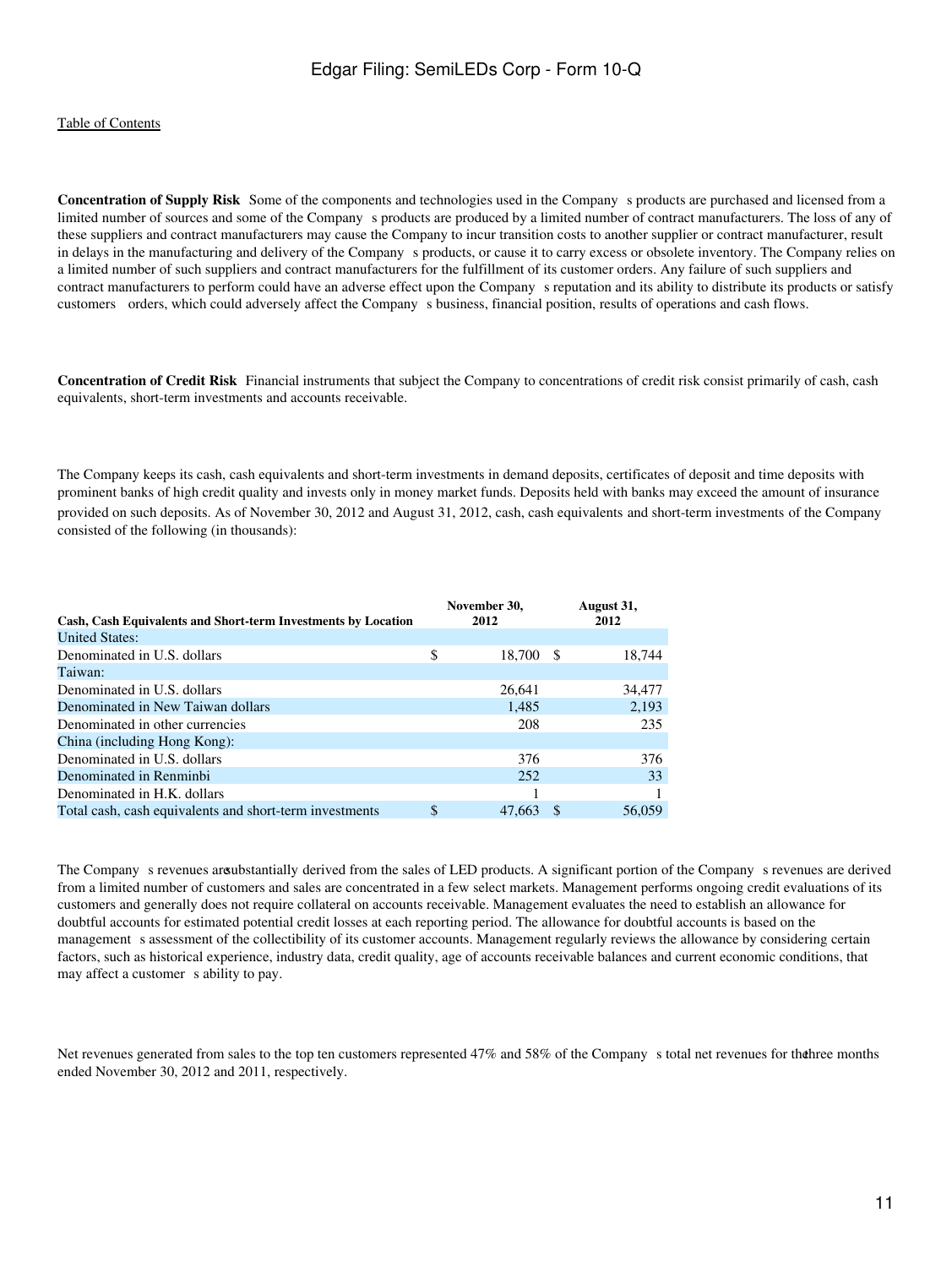**Concentration of Supply Risk** Some of the components and technologies used in the Company s products are purchased and licensed from a limited number of sources and some of the Company s products are produced by a limited number of contract manufacturers. The loss of any of these suppliers and contract manufacturers may cause the Company to incur transition costs to another supplier or contract manufacturer, result in delays in the manufacturing and delivery of the Company s products, or cause it to carry excess or obsolete inventory. The Company relies on a limited number of such suppliers and contract manufacturers for the fulfillment of its customer orders. Any failure of such suppliers and contract manufacturers to perform could have an adverse effect upon the Company s reputation and its ability to distribute its products or satisfy customers orders, which could adversely affect the Company s business, financial position, results of operations and cash flows.

**Concentration of Credit Risk** Financial instruments that subject the Company to concentrations of credit risk consist primarily of cash, cash equivalents, short-term investments and accounts receivable.

The Company keeps its cash, cash equivalents and short-term investments in demand deposits, certificates of deposit and time deposits with prominent banks of high credit quality and invests only in money market funds. Deposits held with banks may exceed the amount of insurance provided on such deposits. As of November 30, 2012 and August 31, 2012, cash, cash equivalents and short-term investments of the Company consisted of the following (in thousands):

| Cash, Cash Equivalents and Short-term Investments by Location | November 30, 2012 | August 31, 2012 |
|---|---|---|
| United States: | | |
| Denominated in U.S. dollars | $ 18,700 | $ 18,744 |
| Taiwan: | | |
| Denominated in U.S. dollars | 26,641 | 34,477 |
| Denominated in New Taiwan dollars | 1,485 | 2,193 |
| Denominated in other currencies | 208 | 235 |
| China (including Hong Kong): | | |
| Denominated in U.S. dollars | 376 | 376 |
| Denominated in Renminbi | 252 | 33 |
| Denominated in H.K. dollars | 1 | 1 |
| Total cash, cash equivalents and short-term investments | $ 47,663 | $ 56,059 |

The Company s revenues are substantially derived from the sales of LED products. A significant portion of the Company s revenues are derived from a limited number of customers and sales are concentrated in a few select markets. Management performs ongoing credit evaluations of its customers and generally does not require collateral on accounts receivable. Management evaluates the need to establish an allowance for doubtful accounts for estimated potential credit losses at each reporting period. The allowance for doubtful accounts is based on the management s assessment of the collectibility of its customer accounts. Management regularly reviews the allowance by considering certain factors, such as historical experience, industry data, credit quality, age of accounts receivable balances and current economic conditions, that may affect a customer s ability to pay.

Net revenues generated from sales to the top ten customers represented 47% and 58% of the Company s total net revenues for the three months ended November 30, 2012 and 2011, respectively.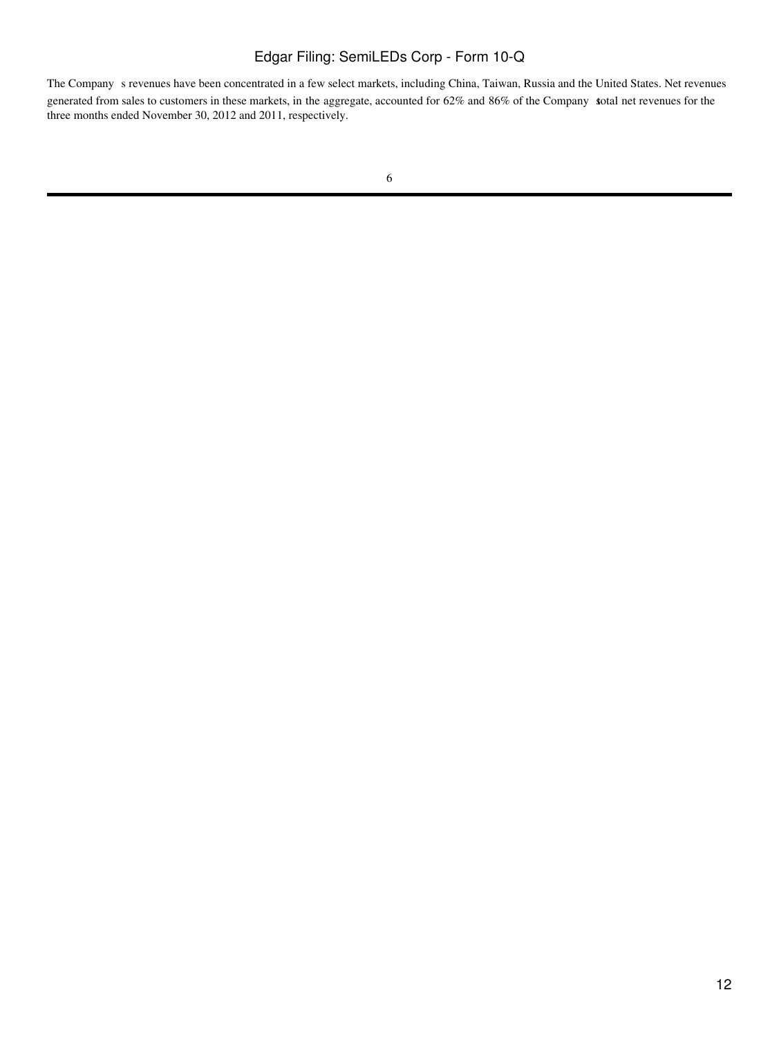The Company s revenues have been concentrated in a few select markets, including China, Taiwan, Russia and the United States. Net revenues generated from sales to customers in these markets, in the aggregate, accounted for 62% and 86% of the Company s total net revenues for the three months ended November 30, 2012 and 2011, respectively.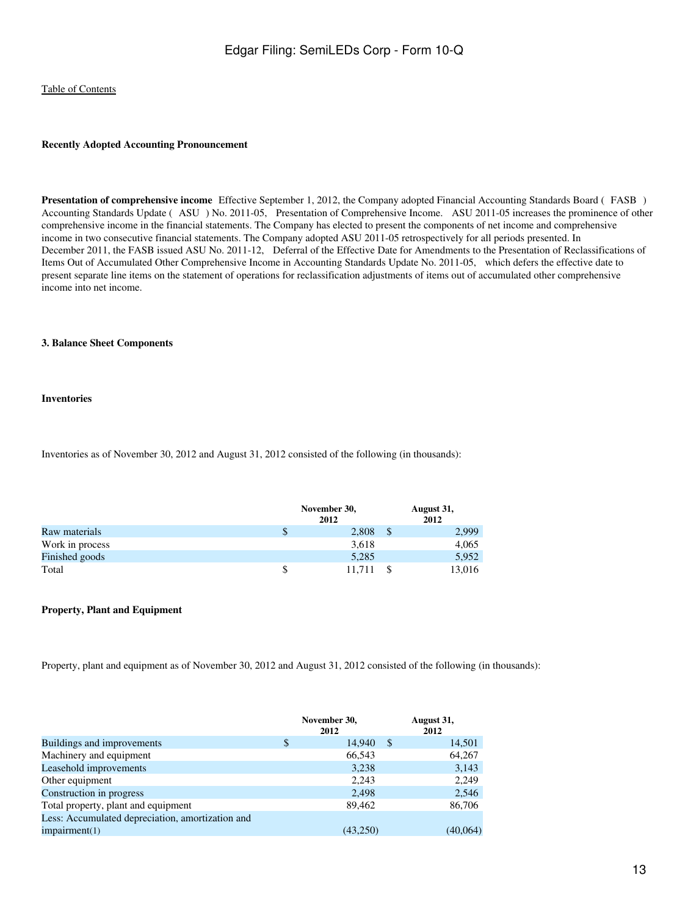### Recently Adopted Accounting Pronouncement

**Presentation of comprehensive income** Effective September 1, 2012, the Company adopted Financial Accounting Standards Board ( FASB ) Accounting Standards Update ( ASU ) No. 2011-05, Presentation of Comprehensive Income. ASU 2011-05 increases the prominence of other comprehensive income in the financial statements. The Company has elected to present the components of net income and comprehensive income in two consecutive financial statements. The Company adopted ASU 2011-05 retrospectively for all periods presented. In December 2011, the FASB issued ASU No. 2011-12, Deferral of the Effective Date for Amendments to the Presentation of Reclassifications of Items Out of Accumulated Other Comprehensive Income in Accounting Standards Update No. 2011-05, which defers the effective date to present separate line items on the statement of operations for reclassification adjustments of items out of accumulated other comprehensive income into net income.

### 3. Balance Sheet Components

#### Inventories

Inventories as of November 30, 2012 and August 31, 2012 consisted of the following (in thousands):

| | November 30, 2012 | August 31, 2012 |
|---|---|---|
| Raw materials | $ 2,808 | $ 2,999 |
| Work in process | 3,618 | 4,065 |
| Finished goods | 5,285 | 5,952 |
| Total | $ 11,711 | $ 13,016 |

#### Property, Plant and Equipment

Property, plant and equipment as of November 30, 2012 and August 31, 2012 consisted of the following (in thousands):

| | November 30, 2012 | August 31, 2012 |
|---|---|---|
| Buildings and improvements | $ 14,940 | $ 14,501 |
| Machinery and equipment | 66,543 | 64,267 |
| Leasehold improvements | 3,238 | 3,143 |
| Other equipment | 2,243 | 2,249 |
| Construction in progress | 2,498 | 2,546 |
| Total property, plant and equipment | 89,462 | 86,706 |
| Less: Accumulated depreciation, amortization and impairment(1) | (43,250) | (40,064) |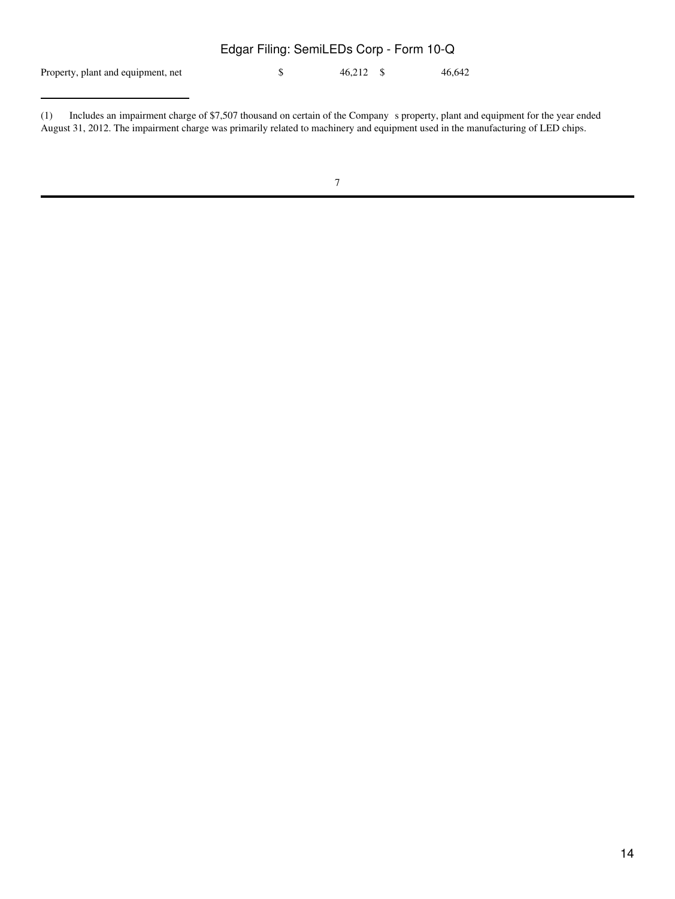| | | |
|---|---|---|
| Property, plant and equipment, net | $ 46,212 | $ 46,642 |

(1) Includes an impairment charge of $7,507 thousand on certain of the Company s property, plant and equipment for the year ended August 31, 2012. The impairment charge was primarily related to machinery and equipment used in the manufacturing of LED chips.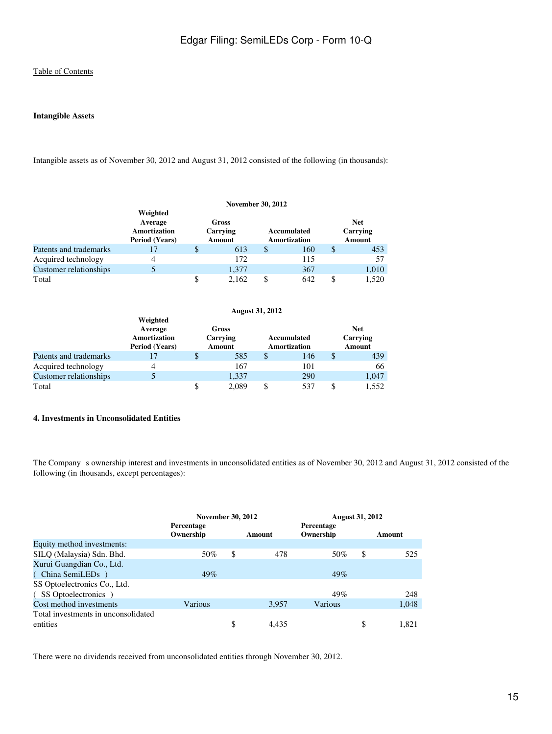[Table of Contents](#)

**Intangible Assets**

Intangible assets as of November 30, 2012 and August 31, 2012 consisted of the following (in thousands):

| | November 30, 2012 | | | |
|---|---|---|---|---|
| | Weighted Average Amortization Period (Years) | Gross Carrying Amount | Accumulated Amortization | Net Carrying Amount |
| Patents and trademarks | 17 | $ 613 | $ 160 | $ 453 |
| Acquired technology | 4 | 172 | 115 | 57 |
| Customer relationships | 5 | 1,377 | 367 | 1,010 |
| Total | | $ 2,162 | $ 642 | $ 1,520 |

| | August 31, 2012 | | | |
|---|---|---|---|---|
| | Weighted Average Amortization Period (Years) | Gross Carrying Amount | Accumulated Amortization | Net Carrying Amount |
| Patents and trademarks | 17 | $ 585 | $ 146 | $ 439 |
| Acquired technology | 4 | 167 | 101 | 66 |
| Customer relationships | 5 | 1,337 | 290 | 1,047 |
| Total | | $ 2,089 | $ 537 | $ 1,552 |

**4. Investments in Unconsolidated Entities**

The Company s ownership interest and investments in unconsolidated entities as of November 30, 2012 and August 31, 2012 consisted of the following (in thousands, except percentages):

| | November 30, 2012 | | August 31, 2012 | |
|---|---|---|---|---|
| | Percentage Ownership | Amount | Percentage Ownership | Amount |
| Equity method investments: | | | | |
| SILQ (Malaysia) Sdn. Bhd. | 50% | $ 478 | 50% | $ 525 |
| Xurui Guangdian Co., Ltd. ( China SemiLEDs ) | 49% | | 49% | |
| SS Optoelectronics Co., Ltd. ( SS Optoelectronics ) | | | 49% | 248 |
| Cost method investments | Various | 3,957 | Various | 1,048 |
| Total investments in unconsolidated entities | | $ 4,435 | | $ 1,821 |

There were no dividends received from unconsolidated entities through November 30, 2012.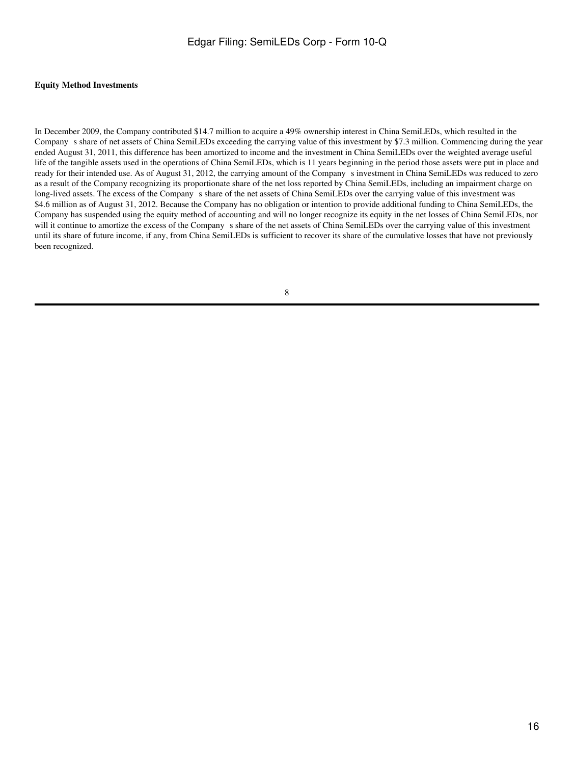**Equity Method Investments**

In December 2009, the Company contributed $14.7 million to acquire a 49% ownership interest in China SemiLEDs, which resulted in the Company s share of net assets of China SemiLEDs exceeding the carrying value of this investment by $7.3 million. Commencing during the year ended August 31, 2011, this difference has been amortized to income and the investment in China SemiLEDs over the weighted average useful life of the tangible assets used in the operations of China SemiLEDs, which is 11 years beginning in the period those assets were put in place and ready for their intended use. As of August 31, 2012, the carrying amount of the Company s investment in China SemiLEDs was reduced to zero as a result of the Company recognizing its proportionate share of the net loss reported by China SemiLEDs, including an impairment charge on long-lived assets. The excess of the Company s share of the net assets of China SemiLEDs over the carrying value of this investment was $4.6 million as of August 31, 2012. Because the Company has no obligation or intention to provide additional funding to China SemiLEDs, the Company has suspended using the equity method of accounting and will no longer recognize its equity in the net losses of China SemiLEDs, nor will it continue to amortize the excess of the Company s share of the net assets of China SemiLEDs over the carrying value of this investment until its share of future income, if any, from China SemiLEDs is sufficient to recover its share of the cumulative losses that have not previously been recognized.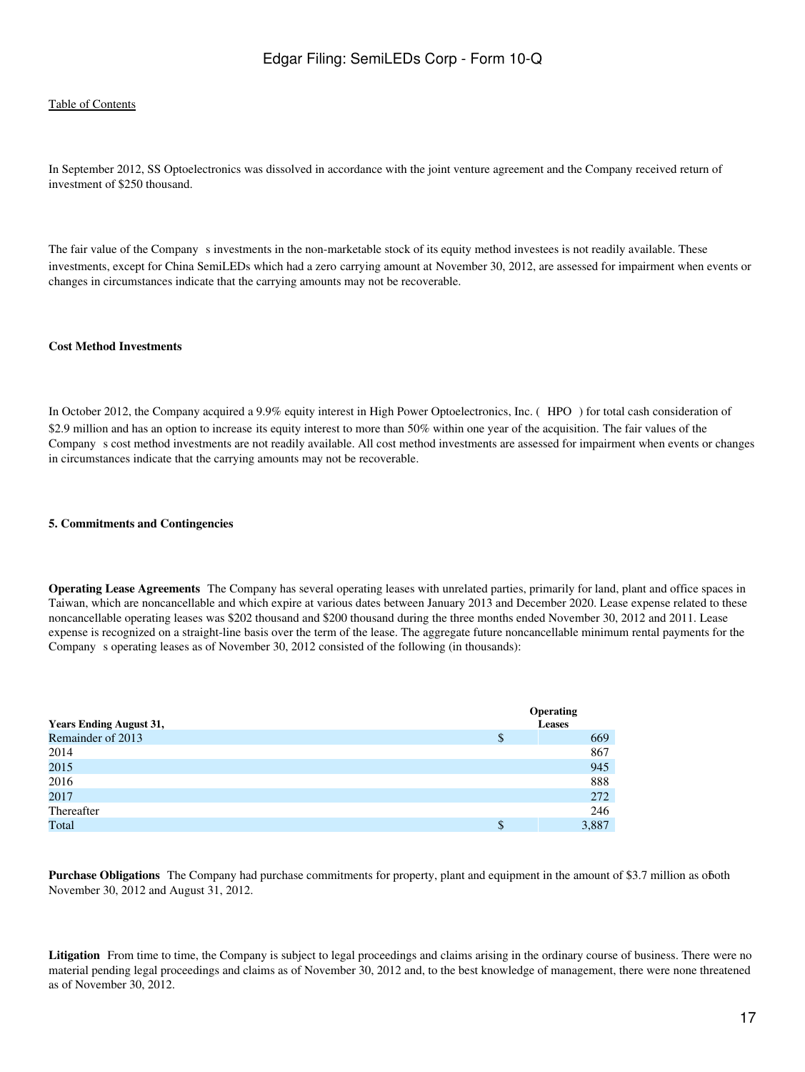In September 2012, SS Optoelectronics was dissolved in accordance with the joint venture agreement and the Company received return of investment of $250 thousand.

The fair value of the Company s investments in the non-marketable stock of its equity method investees is not readily available. These investments, except for China SemiLEDs which had a zero carrying amount at November 30, 2012, are assessed for impairment when events or changes in circumstances indicate that the carrying amounts may not be recoverable.

**Cost Method Investments**

In October 2012, the Company acquired a 9.9% equity interest in High Power Optoelectronics, Inc. ( HPO ) for total cash consideration of $2.9 million and has an option to increase its equity interest to more than 50% within one year of the acquisition. The fair values of the Company s cost method investments are not readily available. All cost method investments are assessed for impairment when events or changes in circumstances indicate that the carrying amounts may not be recoverable.

**5. Commitments and Contingencies**

**Operating Lease Agreements** The Company has several operating leases with unrelated parties, primarily for land, plant and office spaces in Taiwan, which are noncancellable and which expire at various dates between January 2013 and December 2020. Lease expense related to these noncancellable operating leases was $202 thousand and $200 thousand during the three months ended November 30, 2012 and 2011. Lease expense is recognized on a straight-line basis over the term of the lease. The aggregate future noncancellable minimum rental payments for the Company s operating leases as of November 30, 2012 consisted of the following (in thousands):

| Years Ending August 31, | | Operating Leases |
|---|---|---|
| Remainder of 2013 | $ | 669 |
| 2014 | | 867 |
| 2015 | | 945 |
| 2016 | | 888 |
| 2017 | | 272 |
| Thereafter | | 246 |
| Total | $ | 3,887 |

**Purchase Obligations** The Company had purchase commitments for property, plant and equipment in the amount of $3.7 million as of both November 30, 2012 and August 31, 2012.

**Litigation** From time to time, the Company is subject to legal proceedings and claims arising in the ordinary course of business. There were no material pending legal proceedings and claims as of November 30, 2012 and, to the best knowledge of management, there were none threatened as of November 30, 2012.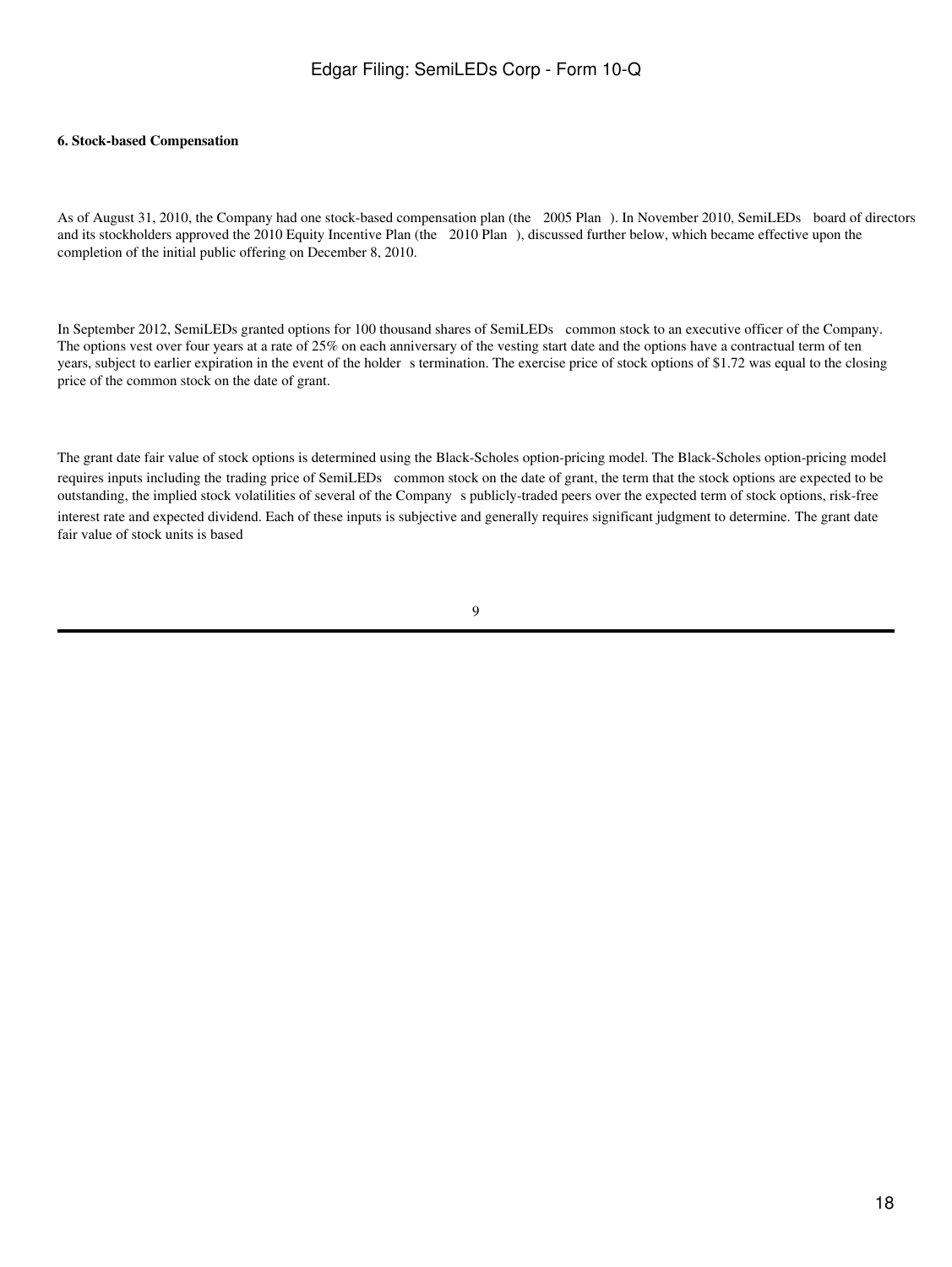**6. Stock-based Compensation**

As of August 31, 2010, the Company had one stock-based compensation plan (the 2005 Plan ). In November 2010, SemiLEDs board of directors and its stockholders approved the 2010 Equity Incentive Plan (the 2010 Plan ), discussed further below, which became effective upon the completion of the initial public offering on December 8, 2010.

In September 2012, SemiLEDs granted options for 100 thousand shares of SemiLEDs common stock to an executive officer of the Company. The options vest over four years at a rate of 25% on each anniversary of the vesting start date and the options have a contractual term of ten years, subject to earlier expiration in the event of the holder s termination. The exercise price of stock options of $1.72 was equal to the closing price of the common stock on the date of grant.

The grant date fair value of stock options is determined using the Black-Scholes option-pricing model. The Black-Scholes option-pricing model requires inputs including the trading price of SemiLEDs common stock on the date of grant, the term that the stock options are expected to be outstanding, the implied stock volatilities of several of the Company s publicly-traded peers over the expected term of stock options, risk-free interest rate and expected dividend. Each of these inputs is subjective and generally requires significant judgment to determine. The grant date fair value of stock units is based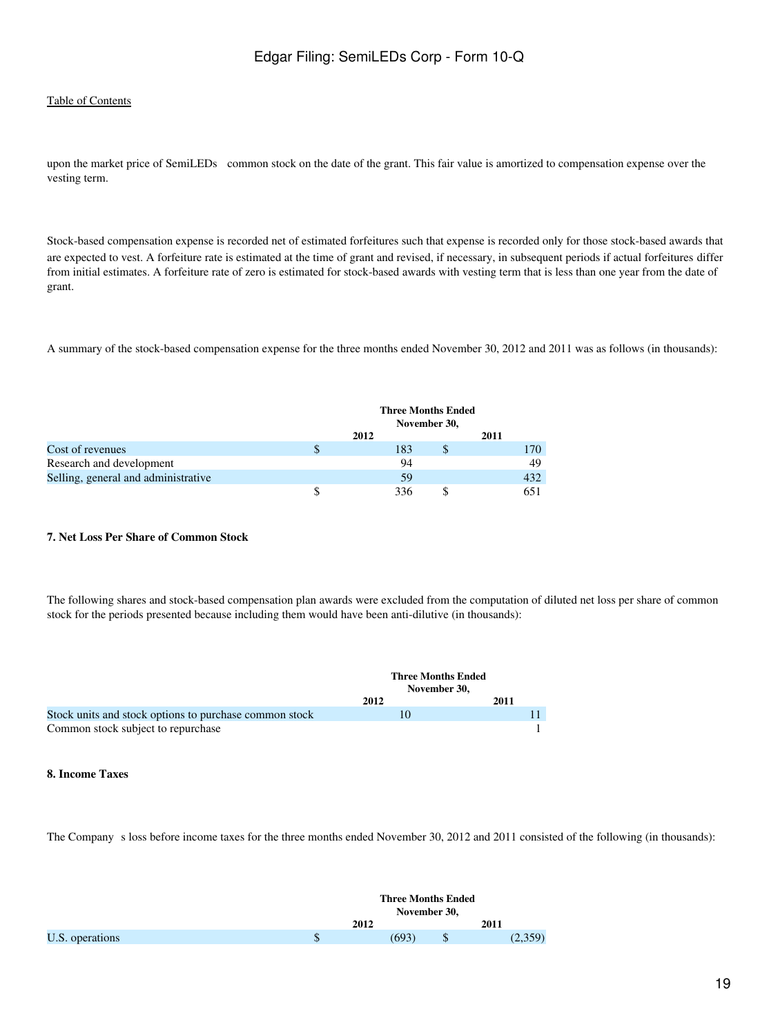upon the market price of SemiLEDs common stock on the date of the grant. This fair value is amortized to compensation expense over the vesting term.

Stock-based compensation expense is recorded net of estimated forfeitures such that expense is recorded only for those stock-based awards that are expected to vest. A forfeiture rate is estimated at the time of grant and revised, if necessary, in subsequent periods if actual forfeitures differ from initial estimates. A forfeiture rate of zero is estimated for stock-based awards with vesting term that is less than one year from the date of grant.

A summary of the stock-based compensation expense for the three months ended November 30, 2012 and 2011 was as follows (in thousands):

| | Three Months Ended November 30, | |
|---|---|---|
| | 2012 | 2011 |
| Cost of revenues | $ 183 | $ 170 |
| Research and development | 94 | 49 |
| Selling, general and administrative | 59 | 432 |
| | $ 336 | $ 651 |

### 7. Net Loss Per Share of Common Stock

The following shares and stock-based compensation plan awards were excluded from the computation of diluted net loss per share of common stock for the periods presented because including them would have been anti-dilutive (in thousands):

| | Three Months Ended November 30, | |
|---|---|---|
| | 2012 | 2011 |
| Stock units and stock options to purchase common stock | 10 | 11 |
| Common stock subject to repurchase | | 1 |

### 8. Income Taxes

The Company s loss before income taxes for the three months ended November 30, 2012 and 2011 consisted of the following (in thousands):

| | Three Months Ended November 30, | |
|---|---|---|
| | 2012 | 2011 |
| U.S. operations | $ (693) | $ (2,359) |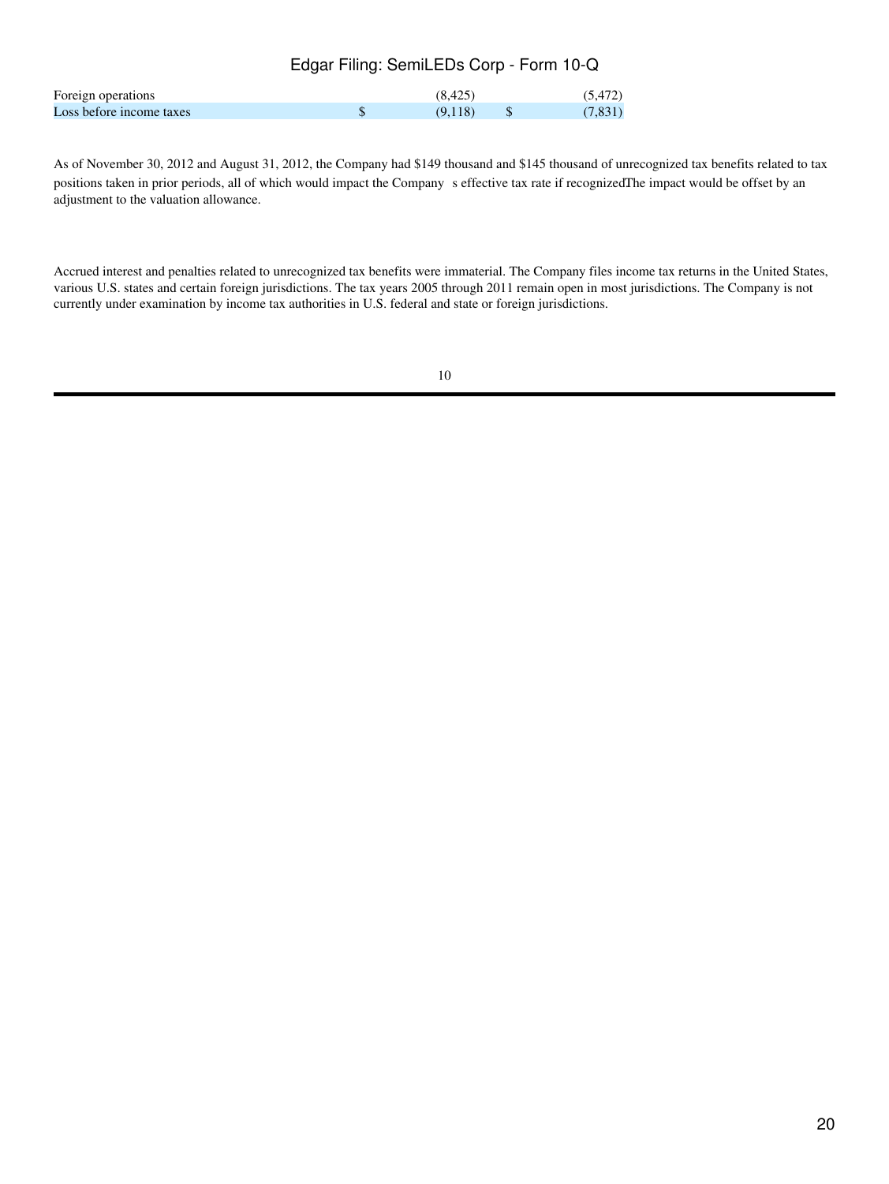| | | |
|---|---|---|
| Foreign operations | (8,425) | (5,472) |
| Loss before income taxes | $ (9,118) | $ (7,831) |

As of November 30, 2012 and August 31, 2012, the Company had $149 thousand and $145 thousand of unrecognized tax benefits related to tax positions taken in prior periods, all of which would impact the Company s effective tax rate if recognized. The impact would be offset by an adjustment to the valuation allowance.

Accrued interest and penalties related to unrecognized tax benefits were immaterial. The Company files income tax returns in the United States, various U.S. states and certain foreign jurisdictions. The tax years 2005 through 2011 remain open in most jurisdictions. The Company is not currently under examination by income tax authorities in U.S. federal and state or foreign jurisdictions.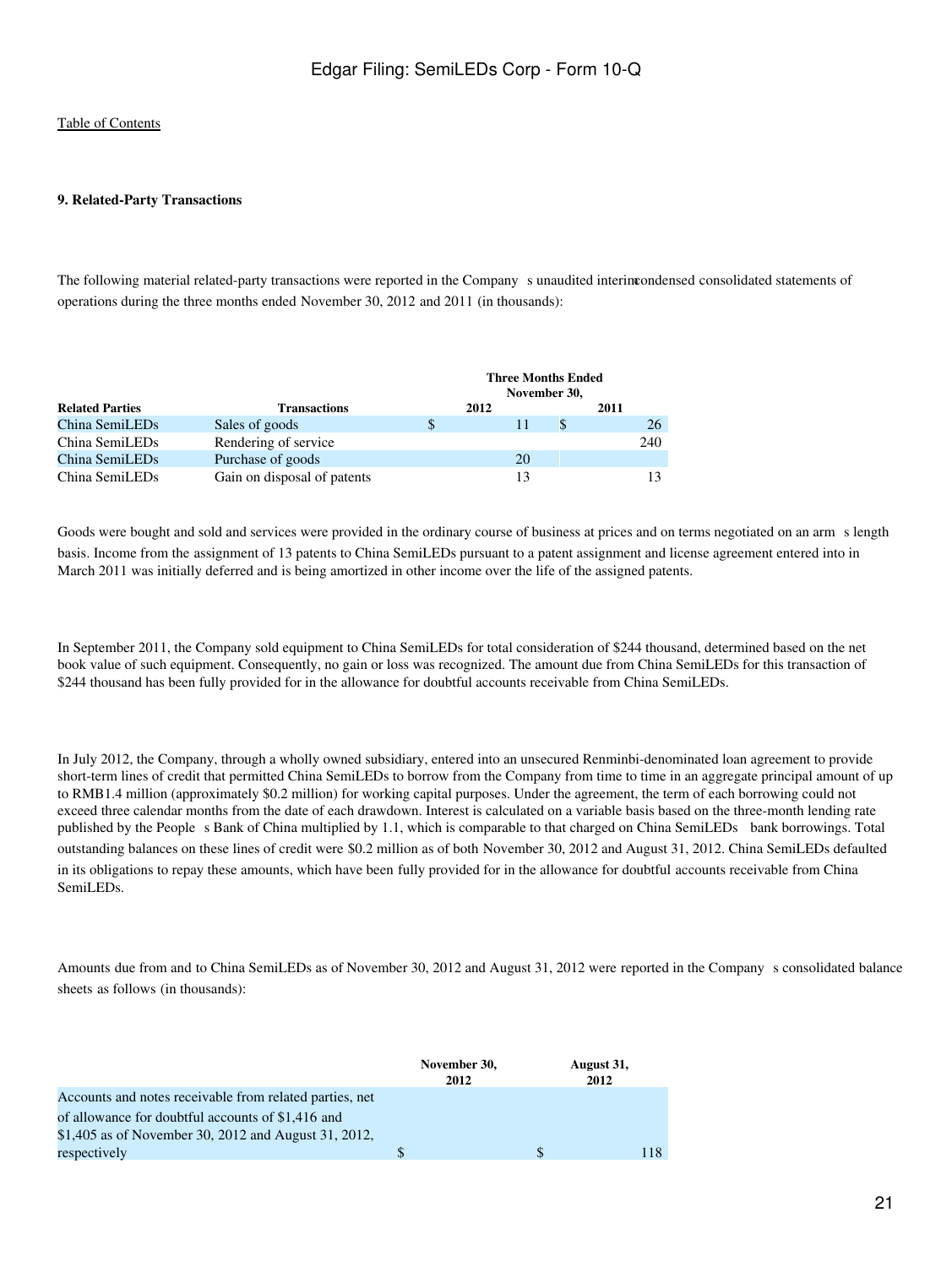### 9. Related-Party Transactions

The following material related-party transactions were reported in the Company s unaudited interim condensed consolidated statements of operations during the three months ended November 30, 2012 and 2011 (in thousands):

| Related Parties | Transactions | Three Months Ended November 30, 2012 | Three Months Ended November 30, 2011 |
|---|---|---|---|
| China SemiLEDs | Sales of goods | $ 11 | $ 26 |
| China SemiLEDs | Rendering of service | | 240 |
| China SemiLEDs | Purchase of goods | 20 | |
| China SemiLEDs | Gain on disposal of patents | 13 | 13 |

Goods were bought and sold and services were provided in the ordinary course of business at prices and on terms negotiated on an arm s length basis. Income from the assignment of 13 patents to China SemiLEDs pursuant to a patent assignment and license agreement entered into in March 2011 was initially deferred and is being amortized in other income over the life of the assigned patents.

In September 2011, the Company sold equipment to China SemiLEDs for total consideration of $244 thousand, determined based on the net book value of such equipment. Consequently, no gain or loss was recognized. The amount due from China SemiLEDs for this transaction of $244 thousand has been fully provided for in the allowance for doubtful accounts receivable from China SemiLEDs.

In July 2012, the Company, through a wholly owned subsidiary, entered into an unsecured Renminbi-denominated loan agreement to provide short-term lines of credit that permitted China SemiLEDs to borrow from the Company from time to time in an aggregate principal amount of up to RMB1.4 million (approximately $0.2 million) for working capital purposes. Under the agreement, the term of each borrowing could not exceed three calendar months from the date of each drawdown. Interest is calculated on a variable basis based on the three-month lending rate published by the People s Bank of China multiplied by 1.1, which is comparable to that charged on China SemiLEDs bank borrowings. Total outstanding balances on these lines of credit were $0.2 million as of both November 30, 2012 and August 31, 2012. China SemiLEDs defaulted in its obligations to repay these amounts, which have been fully provided for in the allowance for doubtful accounts receivable from China SemiLEDs.

Amounts due from and to China SemiLEDs as of November 30, 2012 and August 31, 2012 were reported in the Company s consolidated balance sheets as follows (in thousands):

| | November 30, 2012 | August 31, 2012 |
|---|---|---|
| Accounts and notes receivable from related parties, net of allowance for doubtful accounts of $1,416 and $1,405 as of November 30, 2012 and August 31, 2012, respectively | $ | $ 118 |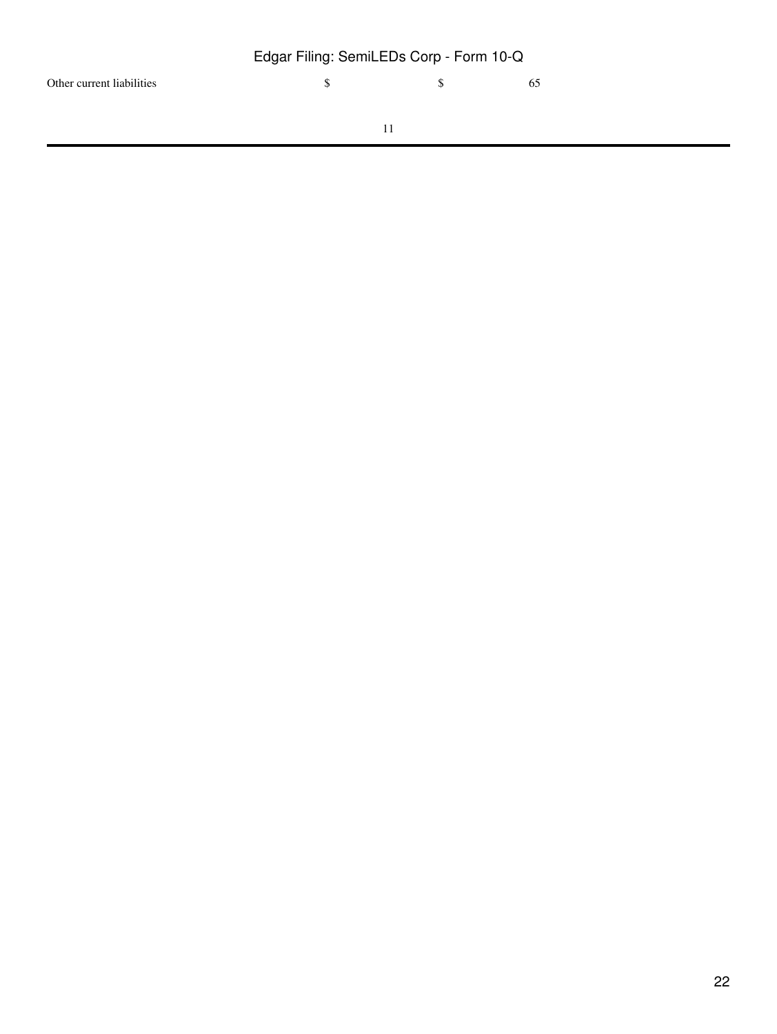| Other current liabilities | $ | $ | 65 |
| --- | --- | --- | --- |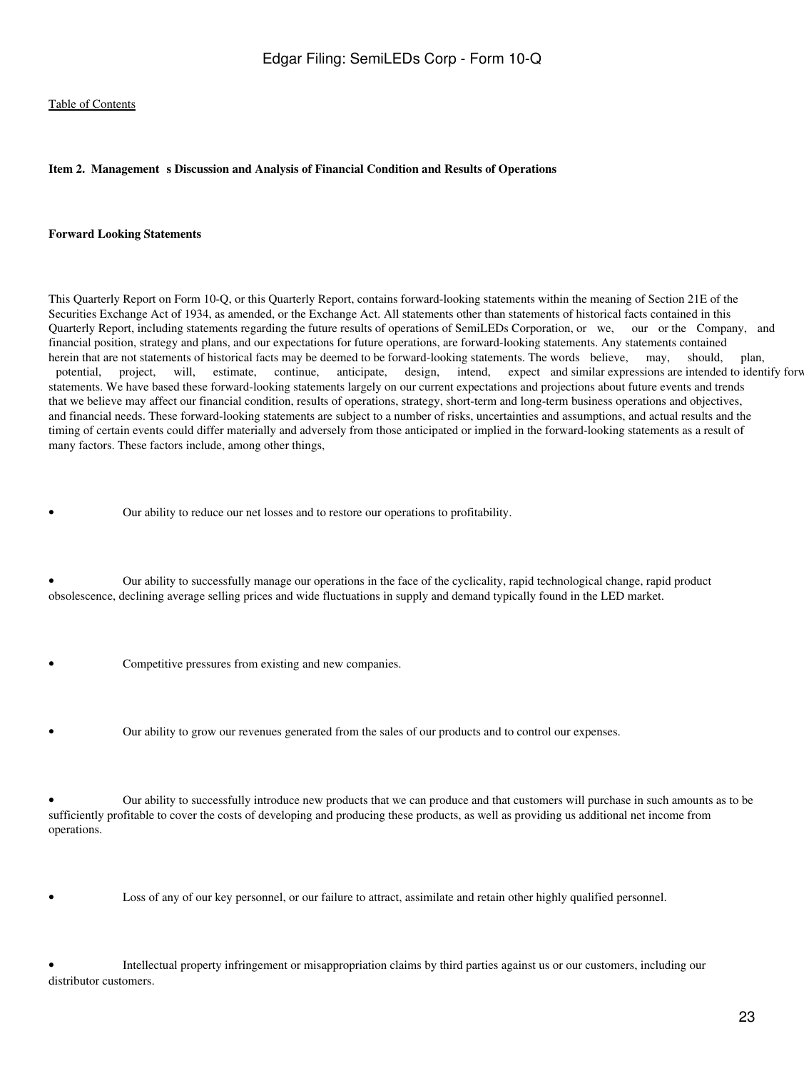[Table of Contents](#)

**Item 2. Management s Discussion and Analysis of Financial Condition and Results of Operations**

**Forward Looking Statements**

This Quarterly Report on Form 10-Q, or this Quarterly Report, contains forward-looking statements within the meaning of Section 21E of the Securities Exchange Act of 1934, as amended, or the Exchange Act. All statements other than statements of historical facts contained in this Quarterly Report, including statements regarding the future results of operations of SemiLEDs Corporation, or we, our or the Company, and financial position, strategy and plans, and our expectations for future operations, are forward-looking statements. Any statements contained herein that are not statements of historical facts may be deemed to be forward-looking statements. The words believe, may, should, plan, potential, project, will, estimate, continue, anticipate, design, intend, expect and similar expressions are intended to identify forw statements. We have based these forward-looking statements largely on our current expectations and projections about future events and trends that we believe may affect our financial condition, results of operations, strategy, short-term and long-term business operations and objectives, and financial needs. These forward-looking statements are subject to a number of risks, uncertainties and assumptions, and actual results and the timing of certain events could differ materially and adversely from those anticipated or implied in the forward-looking statements as a result of many factors. These factors include, among other things,

- Our ability to reduce our net losses and to restore our operations to profitability.

- Our ability to successfully manage our operations in the face of the cyclicality, rapid technological change, rapid product obsolescence, declining average selling prices and wide fluctuations in supply and demand typically found in the LED market.

- Competitive pressures from existing and new companies.

- Our ability to grow our revenues generated from the sales of our products and to control our expenses.

- Our ability to successfully introduce new products that we can produce and that customers will purchase in such amounts as to be sufficiently profitable to cover the costs of developing and producing these products, as well as providing us additional net income from operations.

- Loss of any of our key personnel, or our failure to attract, assimilate and retain other highly qualified personnel.

- Intellectual property infringement or misappropriation claims by third parties against us or our customers, including our distributor customers.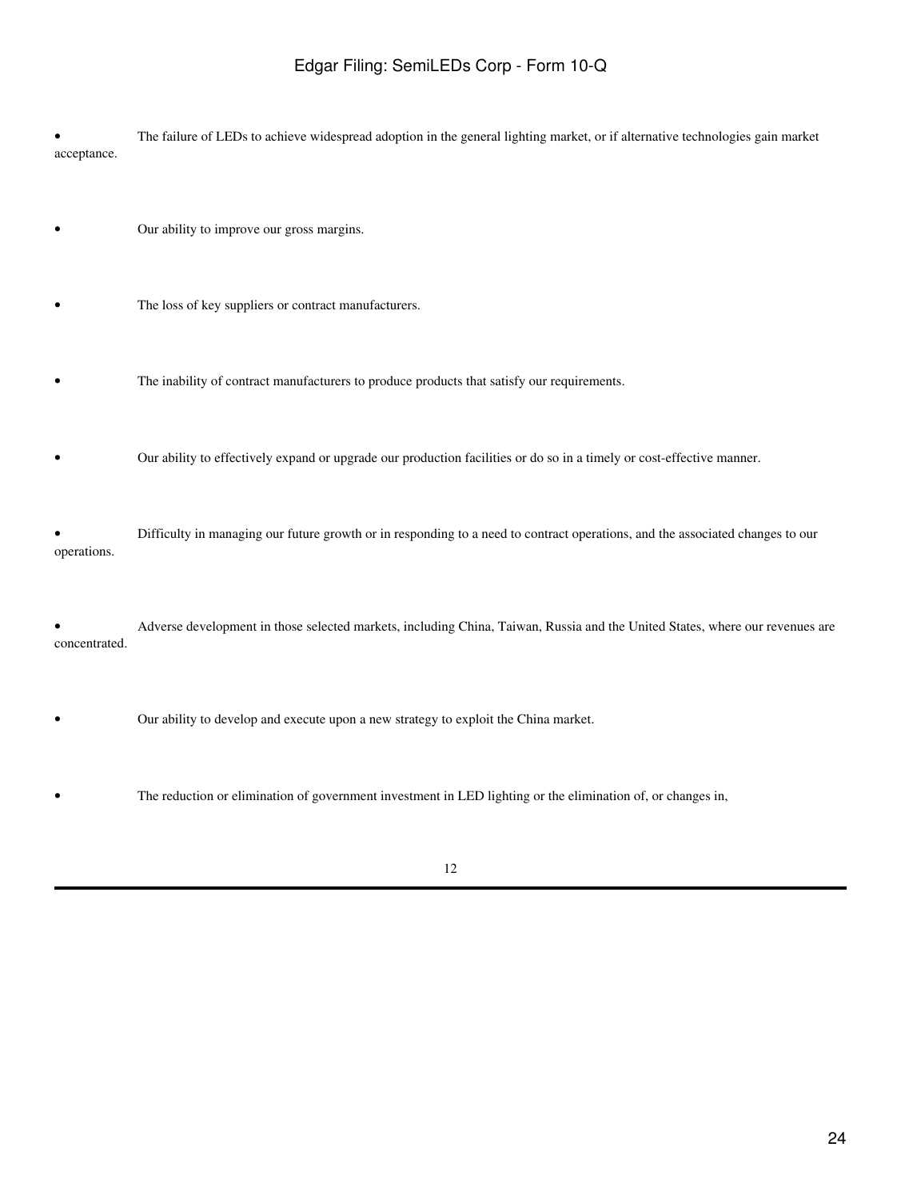- The failure of LEDs to achieve widespread adoption in the general lighting market, or if alternative technologies gain market acceptance.

- Our ability to improve our gross margins.

- The loss of key suppliers or contract manufacturers.

- The inability of contract manufacturers to produce products that satisfy our requirements.

- Our ability to effectively expand or upgrade our production facilities or do so in a timely or cost-effective manner.

- Difficulty in managing our future growth or in responding to a need to contract operations, and the associated changes to our operations.

- Adverse development in those selected markets, including China, Taiwan, Russia and the United States, where our revenues are concentrated.

- Our ability to develop and execute upon a new strategy to exploit the China market.

- The reduction or elimination of government investment in LED lighting or the elimination of, or changes in,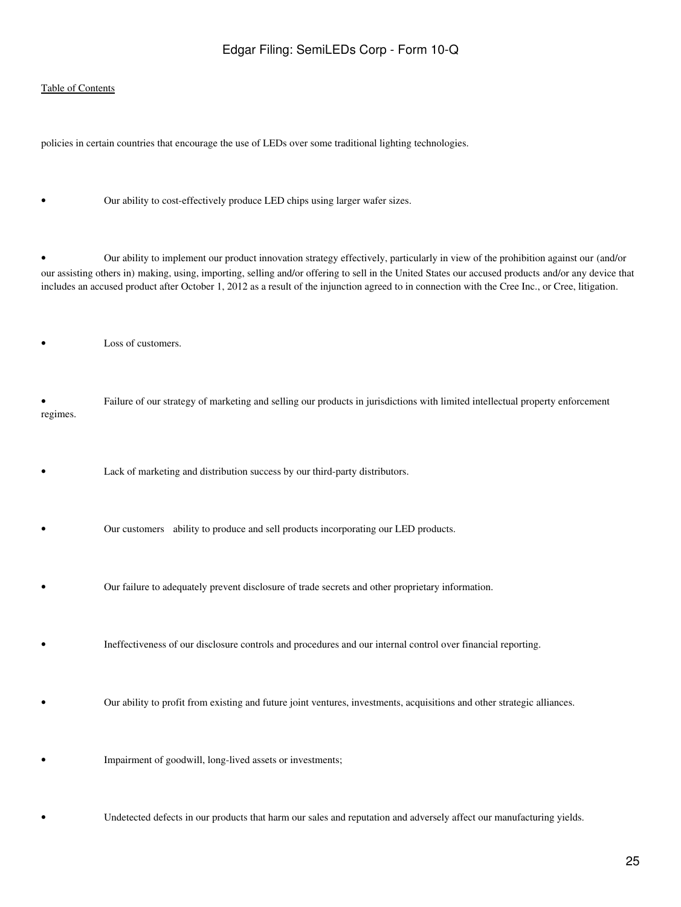policies in certain countries that encourage the use of LEDs over some traditional lighting technologies.

- Our ability to cost-effectively produce LED chips using larger wafer sizes.

- Our ability to implement our product innovation strategy effectively, particularly in view of the prohibition against our (and/or our assisting others in) making, using, importing, selling and/or offering to sell in the United States our accused products and/or any device that includes an accused product after October 1, 2012 as a result of the injunction agreed to in connection with the Cree Inc., or Cree, litigation.

- Loss of customers.

- Failure of our strategy of marketing and selling our products in jurisdictions with limited intellectual property enforcement regimes.

- Lack of marketing and distribution success by our third-party distributors.

- Our customers ability to produce and sell products incorporating our LED products.

- Our failure to adequately prevent disclosure of trade secrets and other proprietary information.

- Ineffectiveness of our disclosure controls and procedures and our internal control over financial reporting.

- Our ability to profit from existing and future joint ventures, investments, acquisitions and other strategic alliances.

- Impairment of goodwill, long-lived assets or investments;

- Undetected defects in our products that harm our sales and reputation and adversely affect our manufacturing yields.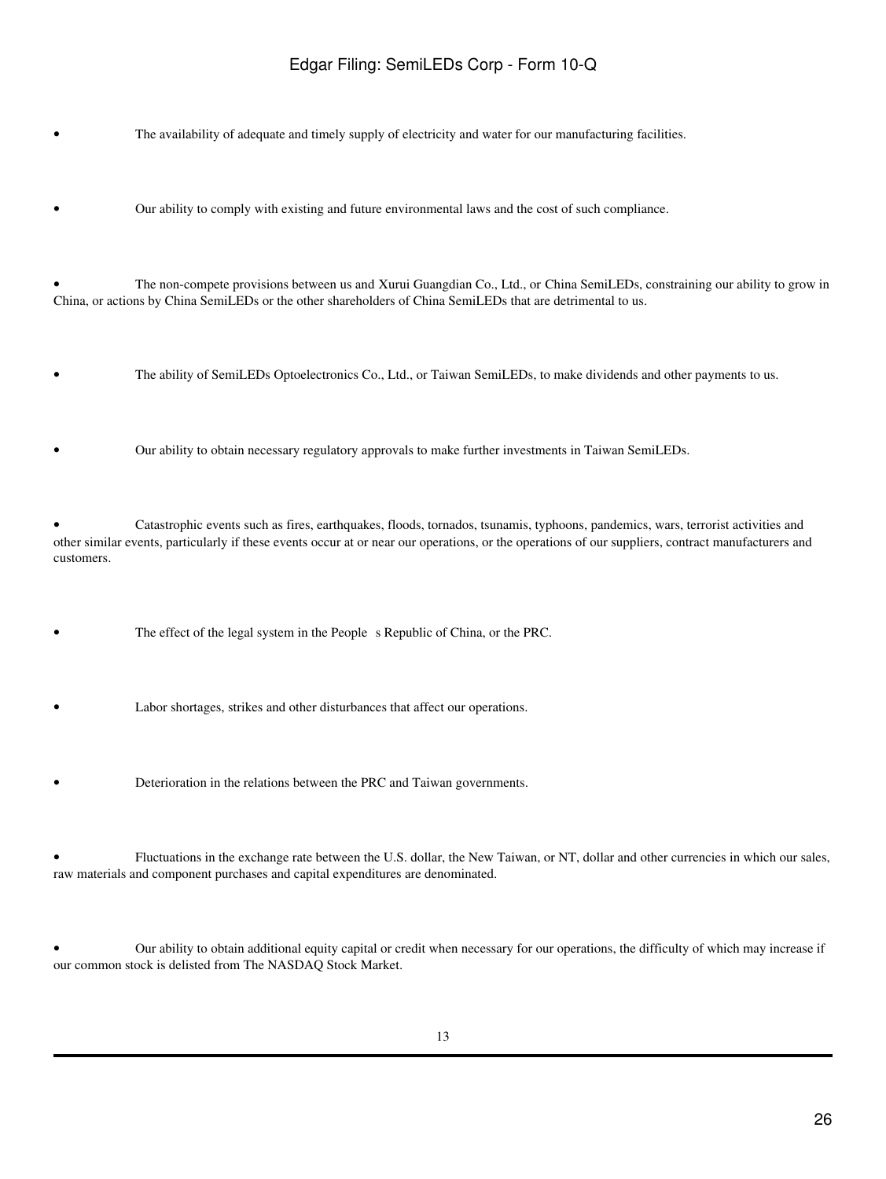- The availability of adequate and timely supply of electricity and water for our manufacturing facilities.

- Our ability to comply with existing and future environmental laws and the cost of such compliance.

- The non-compete provisions between us and Xurui Guangdian Co., Ltd., or China SemiLEDs, constraining our ability to grow in China, or actions by China SemiLEDs or the other shareholders of China SemiLEDs that are detrimental to us.

- The ability of SemiLEDs Optoelectronics Co., Ltd., or Taiwan SemiLEDs, to make dividends and other payments to us.

- Our ability to obtain necessary regulatory approvals to make further investments in Taiwan SemiLEDs.

- Catastrophic events such as fires, earthquakes, floods, tornados, tsunamis, typhoons, pandemics, wars, terrorist activities and other similar events, particularly if these events occur at or near our operations, or the operations of our suppliers, contract manufacturers and customers.

- The effect of the legal system in the People s Republic of China, or the PRC.

- Labor shortages, strikes and other disturbances that affect our operations.

- Deterioration in the relations between the PRC and Taiwan governments.

- Fluctuations in the exchange rate between the U.S. dollar, the New Taiwan, or NT, dollar and other currencies in which our sales, raw materials and component purchases and capital expenditures are denominated.

- Our ability to obtain additional equity capital or credit when necessary for our operations, the difficulty of which may increase if our common stock is delisted from The NASDAQ Stock Market.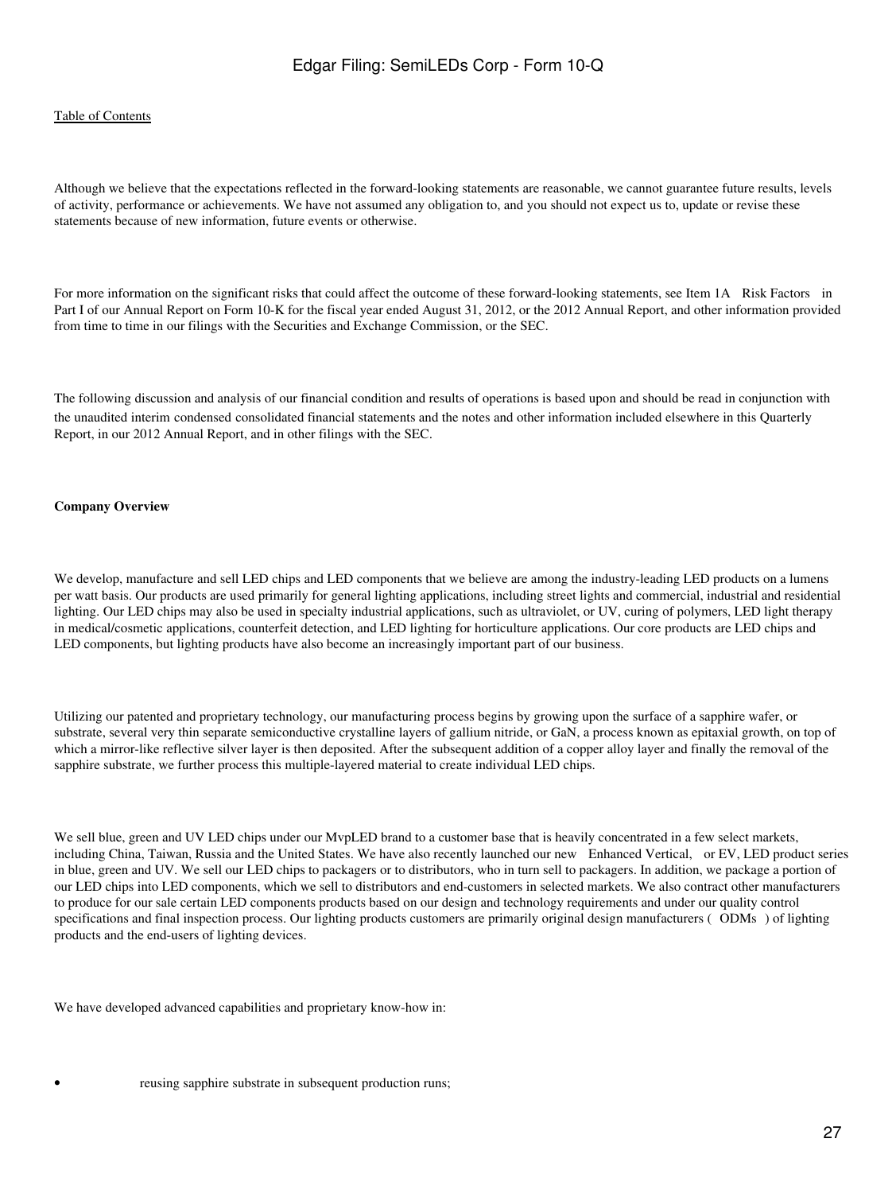Although we believe that the expectations reflected in the forward-looking statements are reasonable, we cannot guarantee future results, levels of activity, performance or achievements. We have not assumed any obligation to, and you should not expect us to, update or revise these statements because of new information, future events or otherwise.

For more information on the significant risks that could affect the outcome of these forward-looking statements, see Item 1A Risk Factors in Part I of our Annual Report on Form 10-K for the fiscal year ended August 31, 2012, or the 2012 Annual Report, and other information provided from time to time in our filings with the Securities and Exchange Commission, or the SEC.

The following discussion and analysis of our financial condition and results of operations is based upon and should be read in conjunction with the unaudited interim condensed consolidated financial statements and the notes and other information included elsewhere in this Quarterly Report, in our 2012 Annual Report, and in other filings with the SEC.

**Company Overview**

We develop, manufacture and sell LED chips and LED components that we believe are among the industry-leading LED products on a lumens per watt basis. Our products are used primarily for general lighting applications, including street lights and commercial, industrial and residential lighting. Our LED chips may also be used in specialty industrial applications, such as ultraviolet, or UV, curing of polymers, LED light therapy in medical/cosmetic applications, counterfeit detection, and LED lighting for horticulture applications. Our core products are LED chips and LED components, but lighting products have also become an increasingly important part of our business.

Utilizing our patented and proprietary technology, our manufacturing process begins by growing upon the surface of a sapphire wafer, or substrate, several very thin separate semiconductive crystalline layers of gallium nitride, or GaN, a process known as epitaxial growth, on top of which a mirror-like reflective silver layer is then deposited. After the subsequent addition of a copper alloy layer and finally the removal of the sapphire substrate, we further process this multiple-layered material to create individual LED chips.

We sell blue, green and UV LED chips under our MvpLED brand to a customer base that is heavily concentrated in a few select markets, including China, Taiwan, Russia and the United States. We have also recently launched our new Enhanced Vertical, or EV, LED product series in blue, green and UV. We sell our LED chips to packagers or to distributors, who in turn sell to packagers. In addition, we package a portion of our LED chips into LED components, which we sell to distributors and end-customers in selected markets. We also contract other manufacturers to produce for our sale certain LED components products based on our design and technology requirements and under our quality control specifications and final inspection process. Our lighting products customers are primarily original design manufacturers ( ODMs ) of lighting products and the end-users of lighting devices.

We have developed advanced capabilities and proprietary know-how in:

- reusing sapphire substrate in subsequent production runs;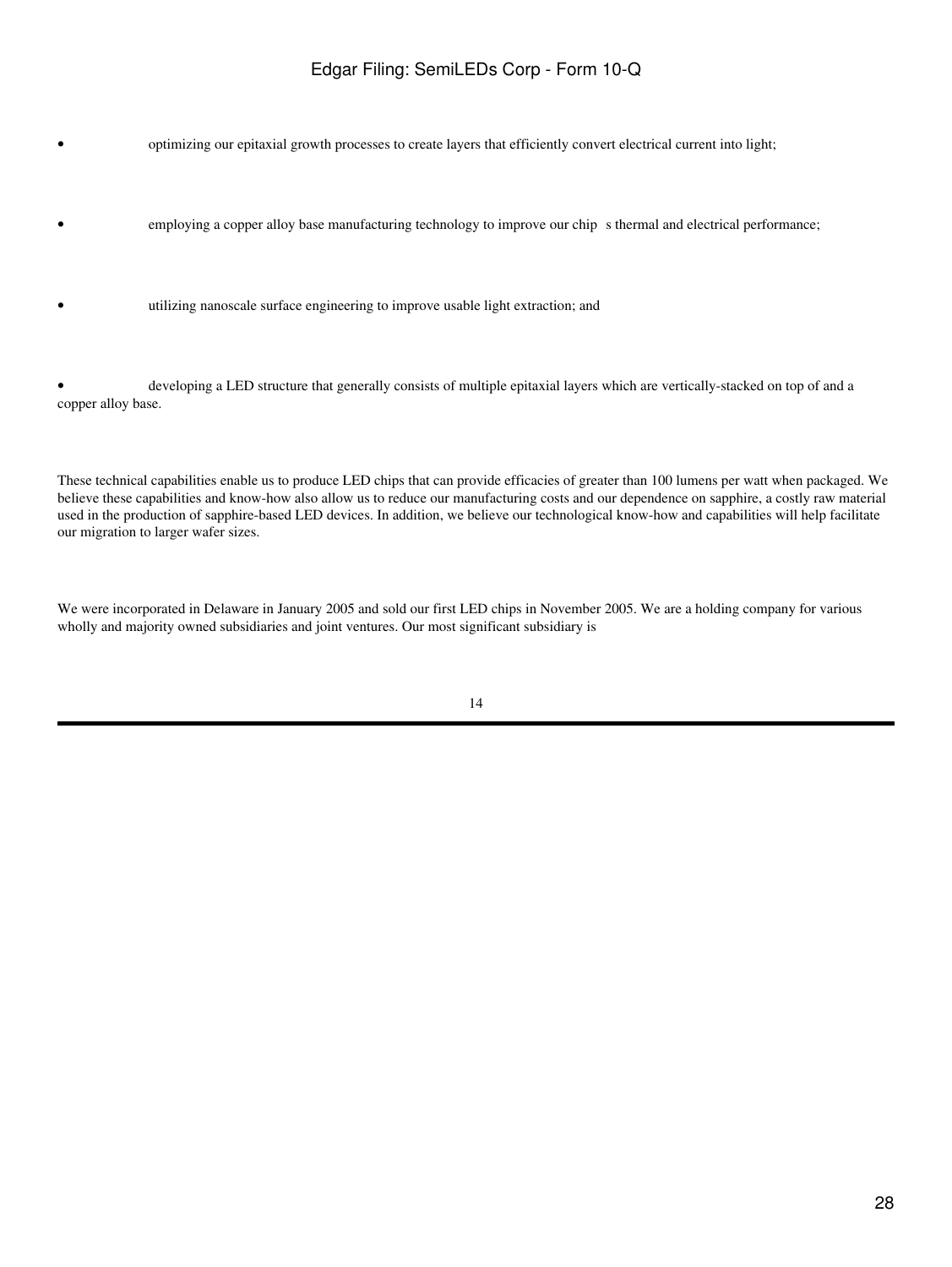- optimizing our epitaxial growth processes to create layers that efficiently convert electrical current into light;

- employing a copper alloy base manufacturing technology to improve our chip s thermal and electrical performance;

- utilizing nanoscale surface engineering to improve usable light extraction; and

- developing a LED structure that generally consists of multiple epitaxial layers which are vertically-stacked on top of and a copper alloy base.

These technical capabilities enable us to produce LED chips that can provide efficacies of greater than 100 lumens per watt when packaged. We believe these capabilities and know-how also allow us to reduce our manufacturing costs and our dependence on sapphire, a costly raw material used in the production of sapphire-based LED devices. In addition, we believe our technological know-how and capabilities will help facilitate our migration to larger wafer sizes.

We were incorporated in Delaware in January 2005 and sold our first LED chips in November 2005. We are a holding company for various wholly and majority owned subsidiaries and joint ventures. Our most significant subsidiary is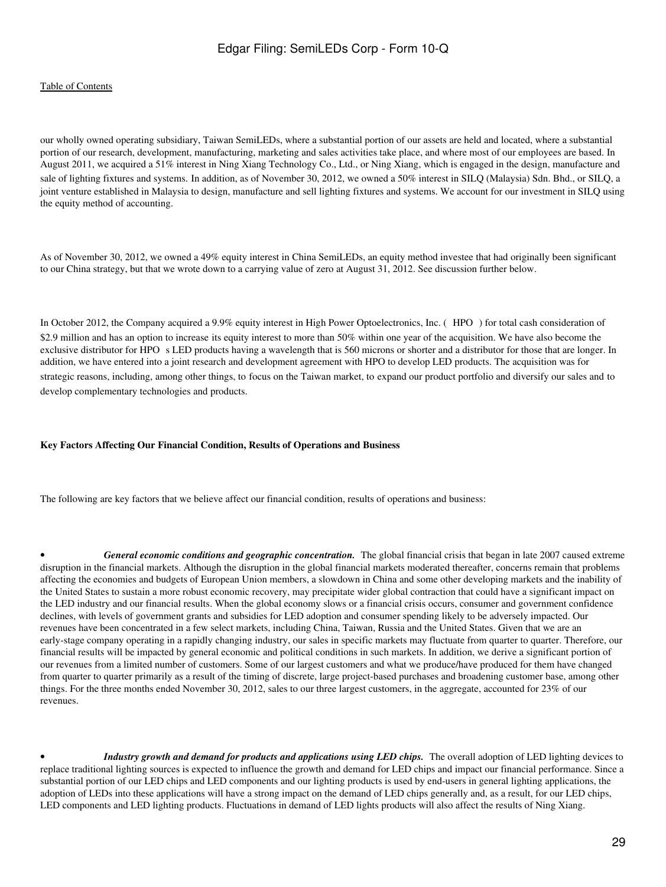our wholly owned operating subsidiary, Taiwan SemiLEDs, where a substantial portion of our assets are held and located, where a substantial portion of our research, development, manufacturing, marketing and sales activities take place, and where most of our employees are based. In August 2011, we acquired a 51% interest in Ning Xiang Technology Co., Ltd., or Ning Xiang, which is engaged in the design, manufacture and sale of lighting fixtures and systems. In addition, as of November 30, 2012, we owned a 50% interest in SILQ (Malaysia) Sdn. Bhd., or SILQ, a joint venture established in Malaysia to design, manufacture and sell lighting fixtures and systems. We account for our investment in SILQ using the equity method of accounting.

As of November 30, 2012, we owned a 49% equity interest in China SemiLEDs, an equity method investee that had originally been significant to our China strategy, but that we wrote down to a carrying value of zero at August 31, 2012. See discussion further below.

In October 2012, the Company acquired a 9.9% equity interest in High Power Optoelectronics, Inc. ( HPO ) for total cash consideration of $2.9 million and has an option to increase its equity interest to more than 50% within one year of the acquisition. We have also become the exclusive distributor for HPO s LED products having a wavelength that is 560 microns or shorter and a distributor for those that are longer. In addition, we have entered into a joint research and development agreement with HPO to develop LED products. The acquisition was for strategic reasons, including, among other things, to focus on the Taiwan market, to expand our product portfolio and diversify our sales and to develop complementary technologies and products.

**Key Factors Affecting Our Financial Condition, Results of Operations and Business**

The following are key factors that we believe affect our financial condition, results of operations and business:

- ***General economic conditions and geographic concentration.*** The global financial crisis that began in late 2007 caused extreme disruption in the financial markets. Although the disruption in the global financial markets moderated thereafter, concerns remain that problems affecting the economies and budgets of European Union members, a slowdown in China and some other developing markets and the inability of the United States to sustain a more robust economic recovery, may precipitate wider global contraction that could have a significant impact on the LED industry and our financial results. When the global economy slows or a financial crisis occurs, consumer and government confidence declines, with levels of government grants and subsidies for LED adoption and consumer spending likely to be adversely impacted. Our revenues have been concentrated in a few select markets, including China, Taiwan, Russia and the United States. Given that we are an early-stage company operating in a rapidly changing industry, our sales in specific markets may fluctuate from quarter to quarter. Therefore, our financial results will be impacted by general economic and political conditions in such markets. In addition, we derive a significant portion of our revenues from a limited number of customers. Some of our largest customers and what we produce/have produced for them have changed from quarter to quarter primarily as a result of the timing of discrete, large project-based purchases and broadening customer base, among other things. For the three months ended November 30, 2012, sales to our three largest customers, in the aggregate, accounted for 23% of our revenues.

- ***Industry growth and demand for products and applications using LED chips.*** The overall adoption of LED lighting devices to replace traditional lighting sources is expected to influence the growth and demand for LED chips and impact our financial performance. Since a substantial portion of our LED chips and LED components and our lighting products is used by end-users in general lighting applications, the adoption of LEDs into these applications will have a strong impact on the demand of LED chips generally and, as a result, for our LED chips, LED components and LED lighting products. Fluctuations in demand of LED lights products will also affect the results of Ning Xiang.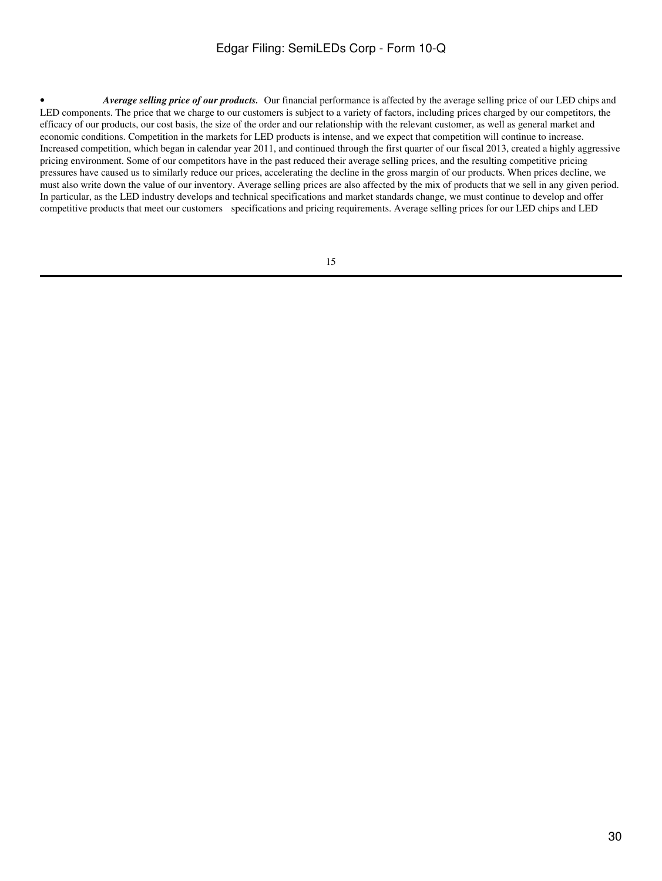- ***Average selling price of our products.*** Our financial performance is affected by the average selling price of our LED chips and LED components. The price that we charge to our customers is subject to a variety of factors, including prices charged by our competitors, the efficacy of our products, our cost basis, the size of the order and our relationship with the relevant customer, as well as general market and economic conditions. Competition in the markets for LED products is intense, and we expect that competition will continue to increase. Increased competition, which began in calendar year 2011, and continued through the first quarter of our fiscal 2013, created a highly aggressive pricing environment. Some of our competitors have in the past reduced their average selling prices, and the resulting competitive pricing pressures have caused us to similarly reduce our prices, accelerating the decline in the gross margin of our products. When prices decline, we must also write down the value of our inventory. Average selling prices are also affected by the mix of products that we sell in any given period. In particular, as the LED industry develops and technical specifications and market standards change, we must continue to develop and offer competitive products that meet our customers specifications and pricing requirements. Average selling prices for our LED chips and LED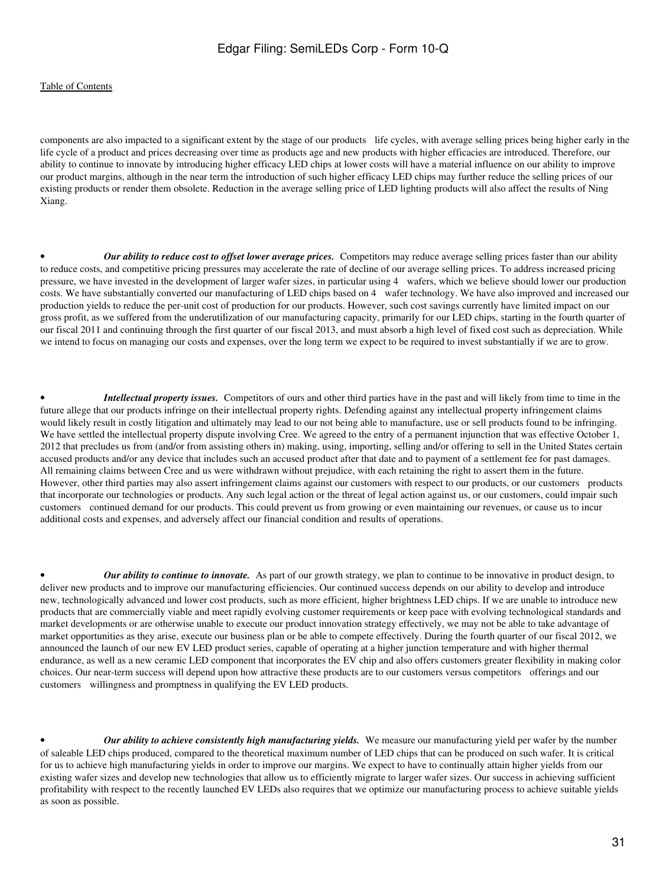components are also impacted to a significant extent by the stage of our products life cycles, with average selling prices being higher early in the life cycle of a product and prices decreasing over time as products age and new products with higher efficacies are introduced. Therefore, our ability to continue to innovate by introducing higher efficacy LED chips at lower costs will have a material influence on our ability to improve our product margins, although in the near term the introduction of such higher efficacy LED chips may further reduce the selling prices of our existing products or render them obsolete. Reduction in the average selling price of LED lighting products will also affect the results of Ning Xiang.

- ***Our ability to reduce cost to offset lower average prices.*** Competitors may reduce average selling prices faster than our ability to reduce costs, and competitive pricing pressures may accelerate the rate of decline of our average selling prices. To address increased pricing pressure, we have invested in the development of larger wafer sizes, in particular using 4 wafers, which we believe should lower our production costs. We have substantially converted our manufacturing of LED chips based on 4 wafer technology. We have also improved and increased our production yields to reduce the per-unit cost of production for our products. However, such cost savings currently have limited impact on our gross profit, as we suffered from the underutilization of our manufacturing capacity, primarily for our LED chips, starting in the fourth quarter of our fiscal 2011 and continuing through the first quarter of our fiscal 2013, and must absorb a high level of fixed cost such as depreciation. While we intend to focus on managing our costs and expenses, over the long term we expect to be required to invest substantially if we are to grow.

- ***Intellectual property issues.*** Competitors of ours and other third parties have in the past and will likely from time to time in the future allege that our products infringe on their intellectual property rights. Defending against any intellectual property infringement claims would likely result in costly litigation and ultimately may lead to our not being able to manufacture, use or sell products found to be infringing. We have settled the intellectual property dispute involving Cree. We agreed to the entry of a permanent injunction that was effective October 1, 2012 that precludes us from (and/or from assisting others in) making, using, importing, selling and/or offering to sell in the United States certain accused products and/or any device that includes such an accused product after that date and to payment of a settlement fee for past damages. All remaining claims between Cree and us were withdrawn without prejudice, with each retaining the right to assert them in the future. However, other third parties may also assert infringement claims against our customers with respect to our products, or our customers products that incorporate our technologies or products. Any such legal action or the threat of legal action against us, or our customers, could impair such customers continued demand for our products. This could prevent us from growing or even maintaining our revenues, or cause us to incur additional costs and expenses, and adversely affect our financial condition and results of operations.

- ***Our ability to continue to innovate.*** As part of our growth strategy, we plan to continue to be innovative in product design, to deliver new products and to improve our manufacturing efficiencies. Our continued success depends on our ability to develop and introduce new, technologically advanced and lower cost products, such as more efficient, higher brightness LED chips. If we are unable to introduce new products that are commercially viable and meet rapidly evolving customer requirements or keep pace with evolving technological standards and market developments or are otherwise unable to execute our product innovation strategy effectively, we may not be able to take advantage of market opportunities as they arise, execute our business plan or be able to compete effectively. During the fourth quarter of our fiscal 2012, we announced the launch of our new EV LED product series, capable of operating at a higher junction temperature and with higher thermal endurance, as well as a new ceramic LED component that incorporates the EV chip and also offers customers greater flexibility in making color choices. Our near-term success will depend upon how attractive these products are to our customers versus competitors offerings and our customers willingness and promptness in qualifying the EV LED products.

- ***Our ability to achieve consistently high manufacturing yields.*** We measure our manufacturing yield per wafer by the number of saleable LED chips produced, compared to the theoretical maximum number of LED chips that can be produced on such wafer. It is critical for us to achieve high manufacturing yields in order to improve our margins. We expect to have to continually attain higher yields from our existing wafer sizes and develop new technologies that allow us to efficiently migrate to larger wafer sizes. Our success in achieving sufficient profitability with respect to the recently launched EV LEDs also requires that we optimize our manufacturing process to achieve suitable yields as soon as possible.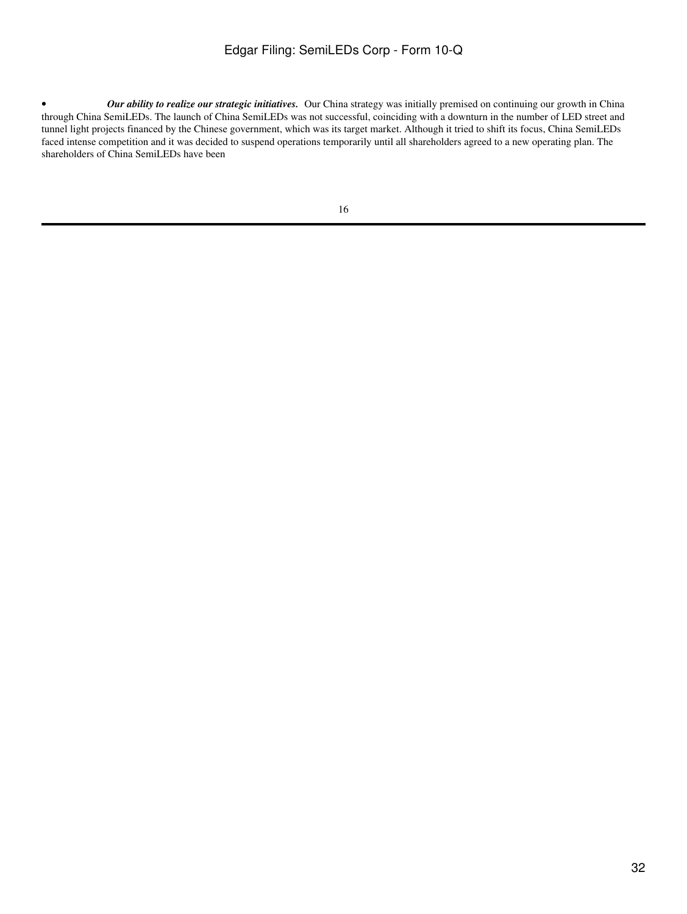- ***Our ability to realize our strategic initiatives.*** Our China strategy was initially premised on continuing our growth in China through China SemiLEDs. The launch of China SemiLEDs was not successful, coinciding with a downturn in the number of LED street and tunnel light projects financed by the Chinese government, which was its target market. Although it tried to shift its focus, China SemiLEDs faced intense competition and it was decided to suspend operations temporarily until all shareholders agreed to a new operating plan. The shareholders of China SemiLEDs have been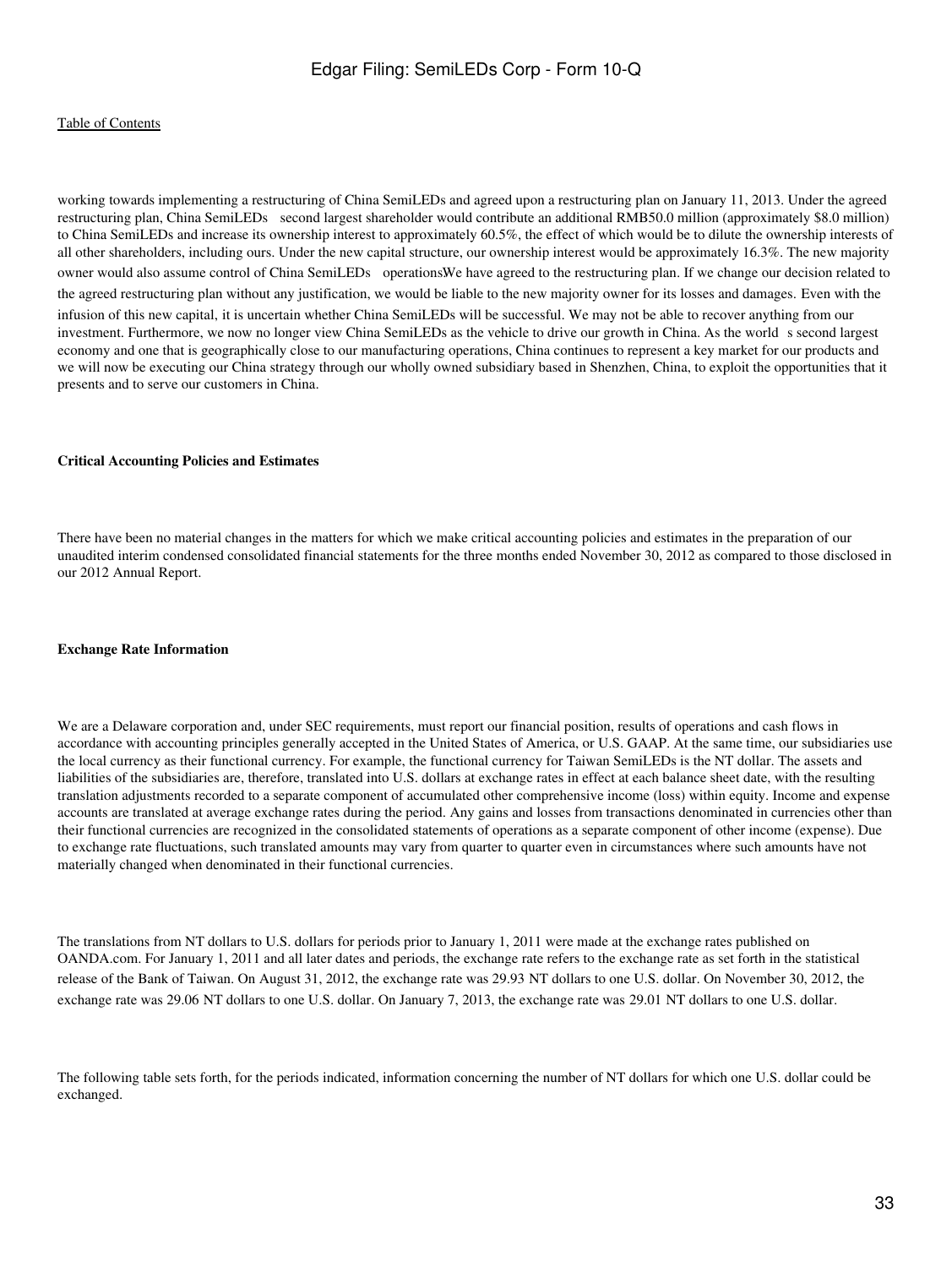working towards implementing a restructuring of China SemiLEDs and agreed upon a restructuring plan on January 11, 2013. Under the agreed restructuring plan, China SemiLEDs second largest shareholder would contribute an additional RMB50.0 million (approximately $8.0 million) to China SemiLEDs and increase its ownership interest to approximately 60.5%, the effect of which would be to dilute the ownership interests of all other shareholders, including ours. Under the new capital structure, our ownership interest would be approximately 16.3%. The new majority owner would also assume control of China SemiLEDs operations. We have agreed to the restructuring plan. If we change our decision related to the agreed restructuring plan without any justification, we would be liable to the new majority owner for its losses and damages. Even with the infusion of this new capital, it is uncertain whether China SemiLEDs will be successful. We may not be able to recover anything from our investment. Furthermore, we now no longer view China SemiLEDs as the vehicle to drive our growth in China. As the world s second largest economy and one that is geographically close to our manufacturing operations, China continues to represent a key market for our products and we will now be executing our China strategy through our wholly owned subsidiary based in Shenzhen, China, to exploit the opportunities that it presents and to serve our customers in China.

**Critical Accounting Policies and Estimates**

There have been no material changes in the matters for which we make critical accounting policies and estimates in the preparation of our unaudited interim condensed consolidated financial statements for the three months ended November 30, 2012 as compared to those disclosed in our 2012 Annual Report.

**Exchange Rate Information**

We are a Delaware corporation and, under SEC requirements, must report our financial position, results of operations and cash flows in accordance with accounting principles generally accepted in the United States of America, or U.S. GAAP. At the same time, our subsidiaries use the local currency as their functional currency. For example, the functional currency for Taiwan SemiLEDs is the NT dollar. The assets and liabilities of the subsidiaries are, therefore, translated into U.S. dollars at exchange rates in effect at each balance sheet date, with the resulting translation adjustments recorded to a separate component of accumulated other comprehensive income (loss) within equity. Income and expense accounts are translated at average exchange rates during the period. Any gains and losses from transactions denominated in currencies other than their functional currencies are recognized in the consolidated statements of operations as a separate component of other income (expense). Due to exchange rate fluctuations, such translated amounts may vary from quarter to quarter even in circumstances where such amounts have not materially changed when denominated in their functional currencies.

The translations from NT dollars to U.S. dollars for periods prior to January 1, 2011 were made at the exchange rates published on OANDA.com. For January 1, 2011 and all later dates and periods, the exchange rate refers to the exchange rate as set forth in the statistical release of the Bank of Taiwan. On August 31, 2012, the exchange rate was 29.93 NT dollars to one U.S. dollar. On November 30, 2012, the exchange rate was 29.06 NT dollars to one U.S. dollar. On January 7, 2013, the exchange rate was 29.01 NT dollars to one U.S. dollar.

The following table sets forth, for the periods indicated, information concerning the number of NT dollars for which one U.S. dollar could be exchanged.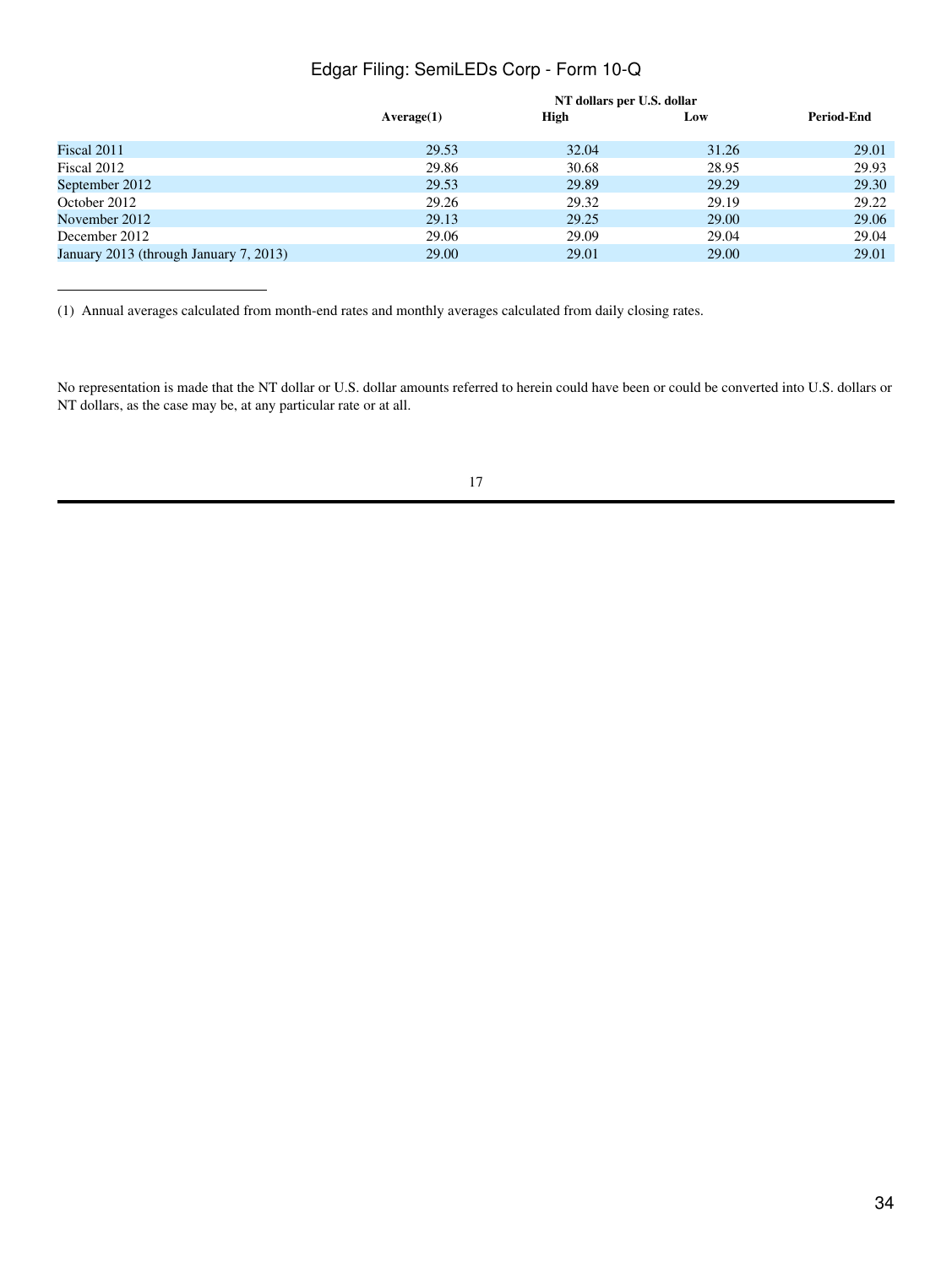| | NT dollars per U.S. dollar | | | |
|---|---|---|---|---|
| | Average(1) | High | Low | Period-End |
| Fiscal 2011 | 29.53 | 32.04 | 31.26 | 29.01 |
| Fiscal 2012 | 29.86 | 30.68 | 28.95 | 29.93 |
| September 2012 | 29.53 | 29.89 | 29.29 | 29.30 |
| October 2012 | 29.26 | 29.32 | 29.19 | 29.22 |
| November 2012 | 29.13 | 29.25 | 29.00 | 29.06 |
| December 2012 | 29.06 | 29.09 | 29.04 | 29.04 |
| January 2013 (through January 7, 2013) | 29.00 | 29.01 | 29.00 | 29.01 |

(1) Annual averages calculated from month-end rates and monthly averages calculated from daily closing rates.

No representation is made that the NT dollar or U.S. dollar amounts referred to herein could have been or could be converted into U.S. dollars or NT dollars, as the case may be, at any particular rate or at all.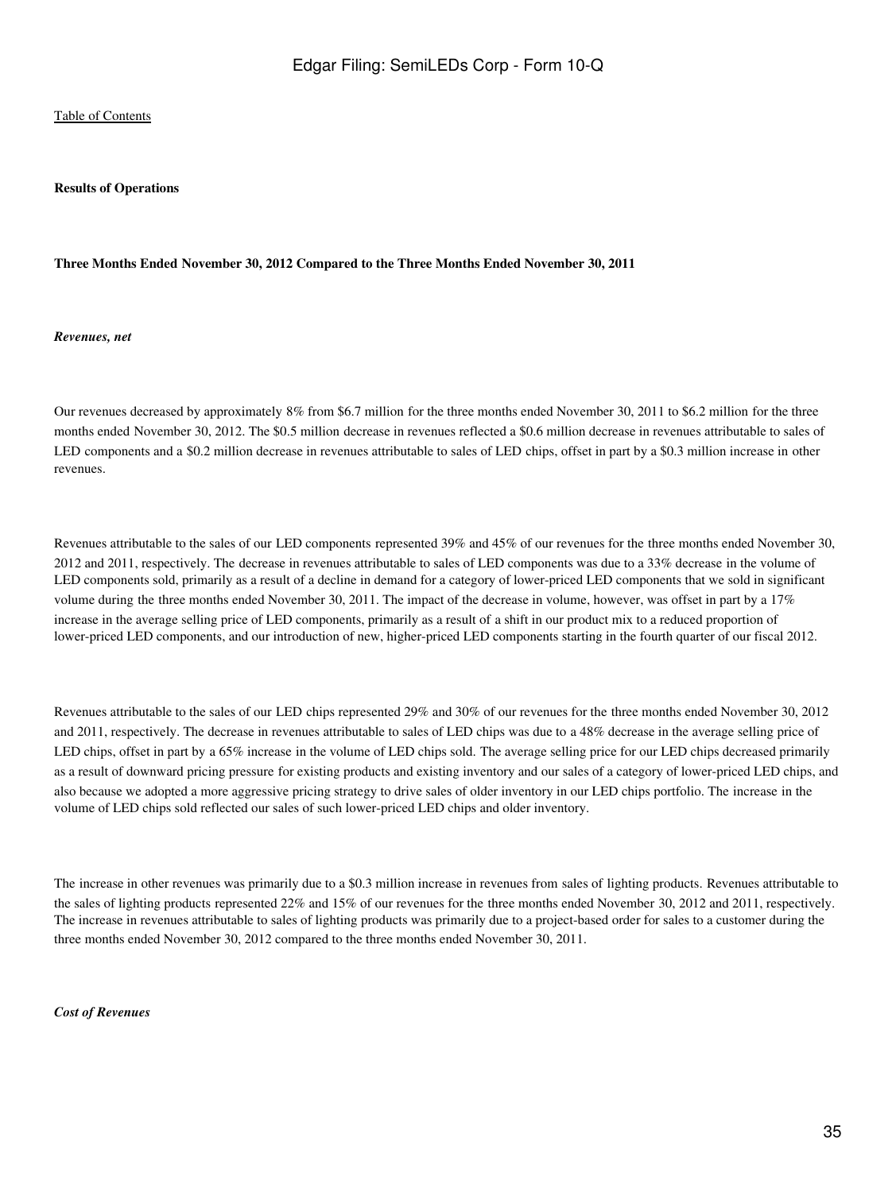**Results of Operations**

**Three Months Ended November 30, 2012 Compared to the Three Months Ended November 30, 2011**

***Revenues, net***

Our revenues decreased by approximately 8% from \$6.7 million for the three months ended November 30, 2011 to \$6.2 million for the three months ended November 30, 2012. The \$0.5 million decrease in revenues reflected a \$0.6 million decrease in revenues attributable to sales of LED components and a \$0.2 million decrease in revenues attributable to sales of LED chips, offset in part by a \$0.3 million increase in other revenues.

Revenues attributable to the sales of our LED components represented 39% and 45% of our revenues for the three months ended November 30, 2012 and 2011, respectively. The decrease in revenues attributable to sales of LED components was due to a 33% decrease in the volume of LED components sold, primarily as a result of a decline in demand for a category of lower-priced LED components that we sold in significant volume during the three months ended November 30, 2011. The impact of the decrease in volume, however, was offset in part by a 17% increase in the average selling price of LED components, primarily as a result of a shift in our product mix to a reduced proportion of lower-priced LED components, and our introduction of new, higher-priced LED components starting in the fourth quarter of our fiscal 2012.

Revenues attributable to the sales of our LED chips represented 29% and 30% of our revenues for the three months ended November 30, 2012 and 2011, respectively. The decrease in revenues attributable to sales of LED chips was due to a 48% decrease in the average selling price of LED chips, offset in part by a 65% increase in the volume of LED chips sold. The average selling price for our LED chips decreased primarily as a result of downward pricing pressure for existing products and existing inventory and our sales of a category of lower-priced LED chips, and also because we adopted a more aggressive pricing strategy to drive sales of older inventory in our LED chips portfolio. The increase in the volume of LED chips sold reflected our sales of such lower-priced LED chips and older inventory.

The increase in other revenues was primarily due to a \$0.3 million increase in revenues from sales of lighting products. Revenues attributable to the sales of lighting products represented 22% and 15% of our revenues for the three months ended November 30, 2012 and 2011, respectively. The increase in revenues attributable to sales of lighting products was primarily due to a project-based order for sales to a customer during the three months ended November 30, 2012 compared to the three months ended November 30, 2011.

***Cost of Revenues***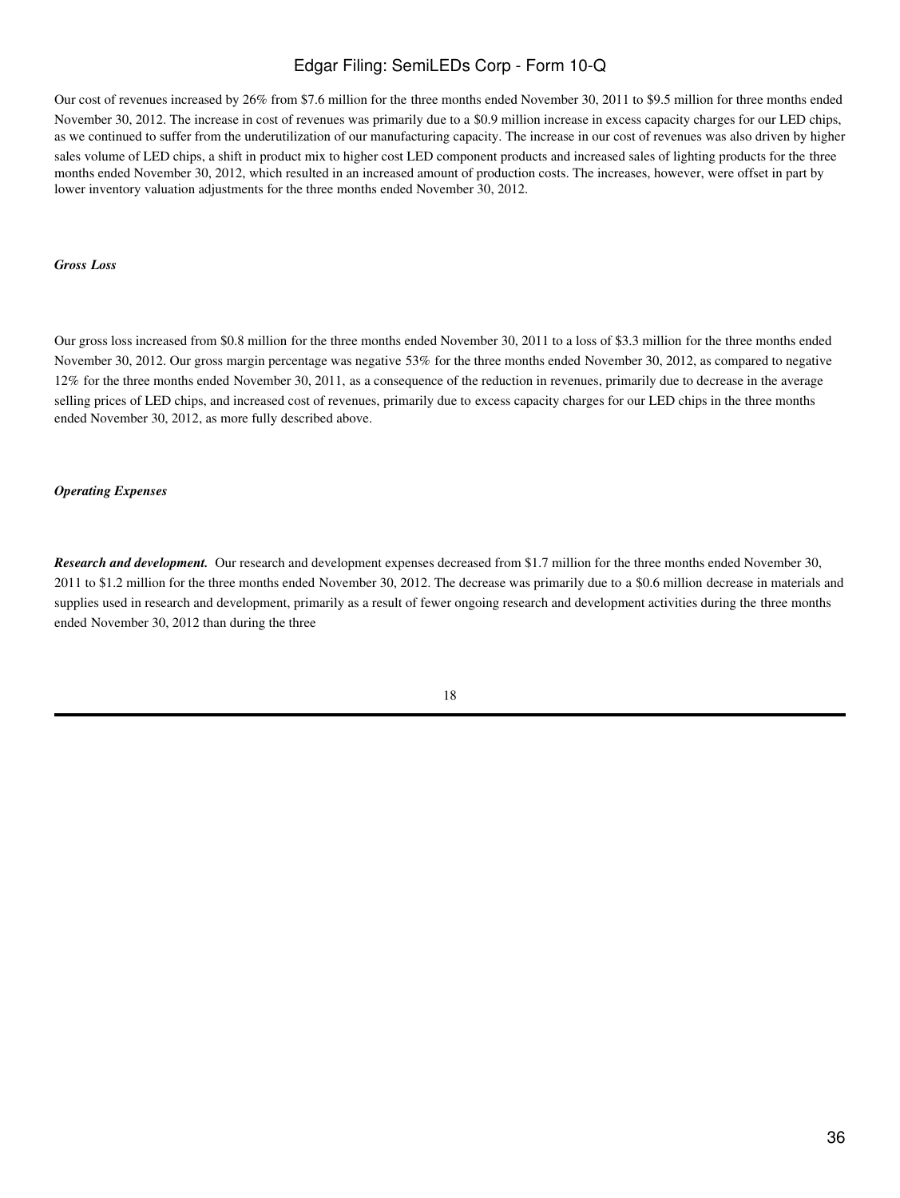Our cost of revenues increased by 26% from $7.6 million for the three months ended November 30, 2011 to $9.5 million for three months ended November 30, 2012. The increase in cost of revenues was primarily due to a $0.9 million increase in excess capacity charges for our LED chips, as we continued to suffer from the underutilization of our manufacturing capacity. The increase in our cost of revenues was also driven by higher sales volume of LED chips, a shift in product mix to higher cost LED component products and increased sales of lighting products for the three months ended November 30, 2012, which resulted in an increased amount of production costs. The increases, however, were offset in part by lower inventory valuation adjustments for the three months ended November 30, 2012.

***Gross Loss***

Our gross loss increased from $0.8 million for the three months ended November 30, 2011 to a loss of $3.3 million for the three months ended November 30, 2012. Our gross margin percentage was negative 53% for the three months ended November 30, 2012, as compared to negative 12% for the three months ended November 30, 2011, as a consequence of the reduction in revenues, primarily due to decrease in the average selling prices of LED chips, and increased cost of revenues, primarily due to excess capacity charges for our LED chips in the three months ended November 30, 2012, as more fully described above.

***Operating Expenses***

***Research and development.*** Our research and development expenses decreased from $1.7 million for the three months ended November 30, 2011 to $1.2 million for the three months ended November 30, 2012. The decrease was primarily due to a $0.6 million decrease in materials and supplies used in research and development, primarily as a result of fewer ongoing research and development activities during the three months ended November 30, 2012 than during the three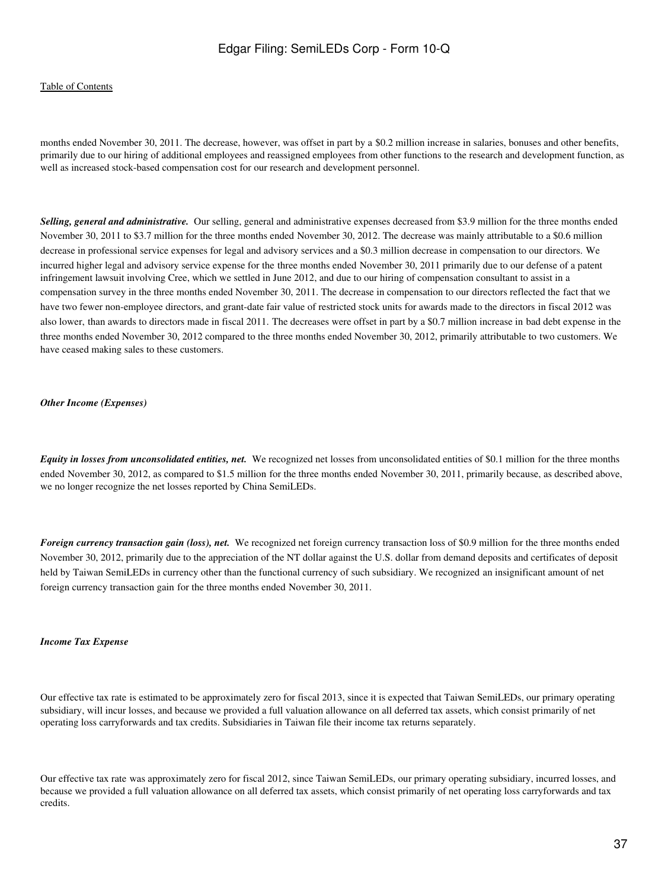months ended November 30, 2011. The decrease, however, was offset in part by a $0.2 million increase in salaries, bonuses and other benefits, primarily due to our hiring of additional employees and reassigned employees from other functions to the research and development function, as well as increased stock-based compensation cost for our research and development personnel.

***Selling, general and administrative.*** Our selling, general and administrative expenses decreased from $3.9 million for the three months ended November 30, 2011 to $3.7 million for the three months ended November 30, 2012. The decrease was mainly attributable to a $0.6 million decrease in professional service expenses for legal and advisory services and a $0.3 million decrease in compensation to our directors. We incurred higher legal and advisory service expense for the three months ended November 30, 2011 primarily due to our defense of a patent infringement lawsuit involving Cree, which we settled in June 2012, and due to our hiring of compensation consultant to assist in a compensation survey in the three months ended November 30, 2011. The decrease in compensation to our directors reflected the fact that we have two fewer non-employee directors, and grant-date fair value of restricted stock units for awards made to the directors in fiscal 2012 was also lower, than awards to directors made in fiscal 2011. The decreases were offset in part by a $0.7 million increase in bad debt expense in the three months ended November 30, 2012 compared to the three months ended November 30, 2012, primarily attributable to two customers. We have ceased making sales to these customers.

***Other Income (Expenses)***

***Equity in losses from unconsolidated entities, net.*** We recognized net losses from unconsolidated entities of $0.1 million for the three months ended November 30, 2012, as compared to $1.5 million for the three months ended November 30, 2011, primarily because, as described above, we no longer recognize the net losses reported by China SemiLEDs.

***Foreign currency transaction gain (loss), net.*** We recognized net foreign currency transaction loss of $0.9 million for the three months ended November 30, 2012, primarily due to the appreciation of the NT dollar against the U.S. dollar from demand deposits and certificates of deposit held by Taiwan SemiLEDs in currency other than the functional currency of such subsidiary. We recognized an insignificant amount of net foreign currency transaction gain for the three months ended November 30, 2011.

***Income Tax Expense***

Our effective tax rate is estimated to be approximately zero for fiscal 2013, since it is expected that Taiwan SemiLEDs, our primary operating subsidiary, will incur losses, and because we provided a full valuation allowance on all deferred tax assets, which consist primarily of net operating loss carryforwards and tax credits. Subsidiaries in Taiwan file their income tax returns separately.

Our effective tax rate was approximately zero for fiscal 2012, since Taiwan SemiLEDs, our primary operating subsidiary, incurred losses, and because we provided a full valuation allowance on all deferred tax assets, which consist primarily of net operating loss carryforwards and tax credits.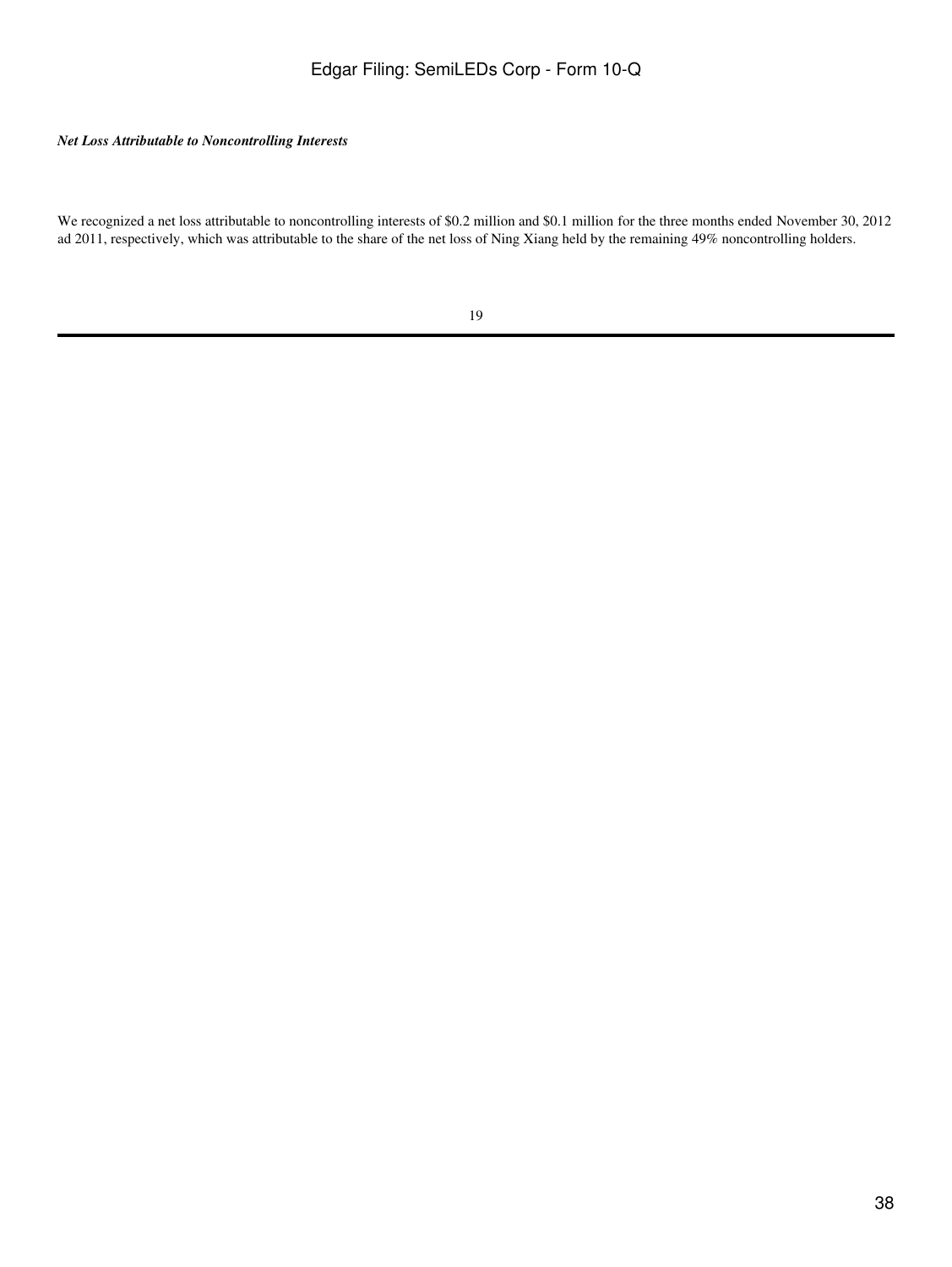***Net Loss Attributable to Noncontrolling Interests***

We recognized a net loss attributable to noncontrolling interests of $0.2 million and $0.1 million for the three months ended November 30, 2012 ad 2011, respectively, which was attributable to the share of the net loss of Ning Xiang held by the remaining 49% noncontrolling holders.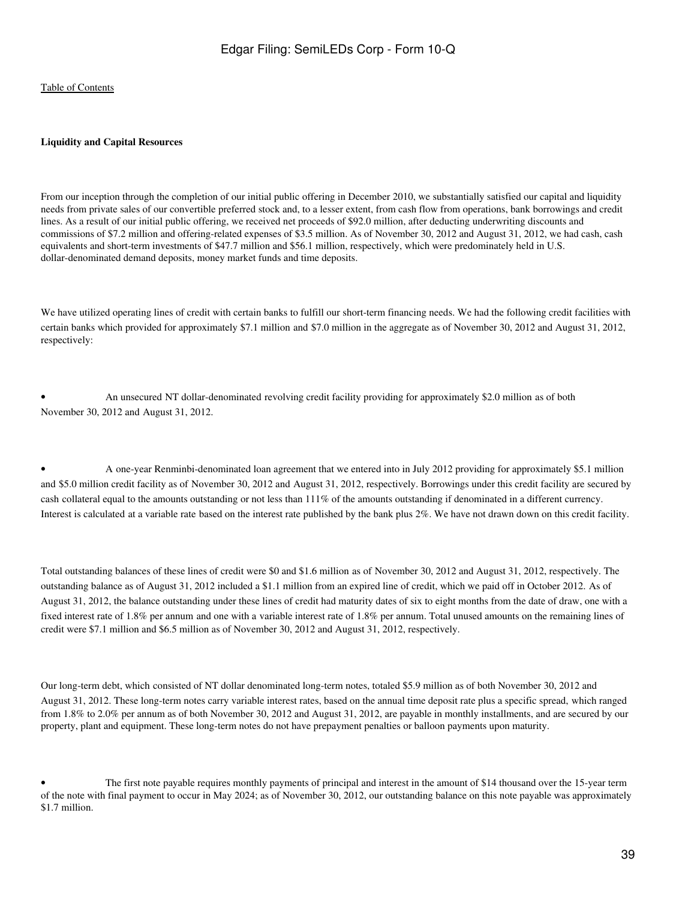**Liquidity and Capital Resources**

From our inception through the completion of our initial public offering in December 2010, we substantially satisfied our capital and liquidity needs from private sales of our convertible preferred stock and, to a lesser extent, from cash flow from operations, bank borrowings and credit lines. As a result of our initial public offering, we received net proceeds of $92.0 million, after deducting underwriting discounts and commissions of $7.2 million and offering-related expenses of $3.5 million. As of November 30, 2012 and August 31, 2012, we had cash, cash equivalents and short-term investments of $47.7 million and $56.1 million, respectively, which were predominately held in U.S. dollar-denominated demand deposits, money market funds and time deposits.

We have utilized operating lines of credit with certain banks to fulfill our short-term financing needs. We had the following credit facilities with certain banks which provided for approximately $7.1 million and $7.0 million in the aggregate as of November 30, 2012 and August 31, 2012, respectively:

- An unsecured NT dollar-denominated revolving credit facility providing for approximately $2.0 million as of both November 30, 2012 and August 31, 2012.

- A one-year Renminbi-denominated loan agreement that we entered into in July 2012 providing for approximately $5.1 million and $5.0 million credit facility as of November 30, 2012 and August 31, 2012, respectively. Borrowings under this credit facility are secured by cash collateral equal to the amounts outstanding or not less than 111% of the amounts outstanding if denominated in a different currency. Interest is calculated at a variable rate based on the interest rate published by the bank plus 2%. We have not drawn down on this credit facility.

Total outstanding balances of these lines of credit were $0 and $1.6 million as of November 30, 2012 and August 31, 2012, respectively. The outstanding balance as of August 31, 2012 included a $1.1 million from an expired line of credit, which we paid off in October 2012. As of August 31, 2012, the balance outstanding under these lines of credit had maturity dates of six to eight months from the date of draw, one with a fixed interest rate of 1.8% per annum and one with a variable interest rate of 1.8% per annum. Total unused amounts on the remaining lines of credit were $7.1 million and $6.5 million as of November 30, 2012 and August 31, 2012, respectively.

Our long-term debt, which consisted of NT dollar denominated long-term notes, totaled $5.9 million as of both November 30, 2012 and August 31, 2012. These long-term notes carry variable interest rates, based on the annual time deposit rate plus a specific spread, which ranged from 1.8% to 2.0% per annum as of both November 30, 2012 and August 31, 2012, are payable in monthly installments, and are secured by our property, plant and equipment. These long-term notes do not have prepayment penalties or balloon payments upon maturity.

- The first note payable requires monthly payments of principal and interest in the amount of $14 thousand over the 15-year term of the note with final payment to occur in May 2024; as of November 30, 2012, our outstanding balance on this note payable was approximately $1.7 million.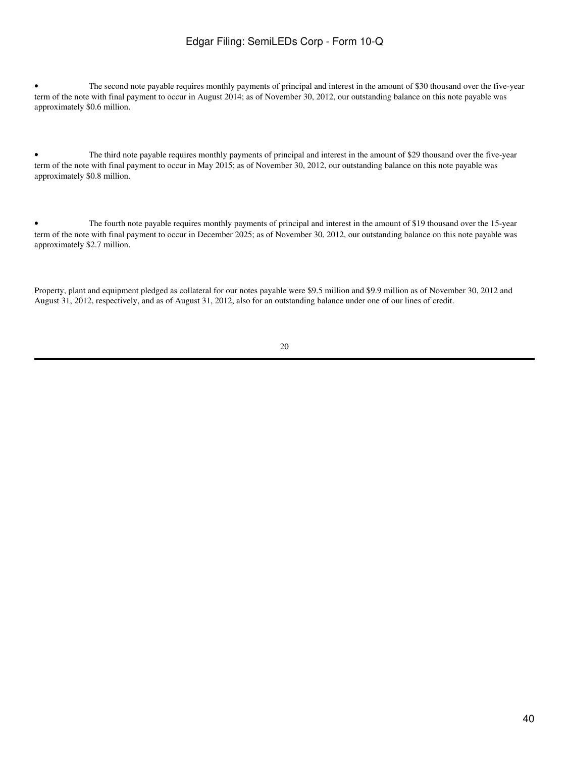- The second note payable requires monthly payments of principal and interest in the amount of $30 thousand over the five-year term of the note with final payment to occur in August 2014; as of November 30, 2012, our outstanding balance on this note payable was approximately $0.6 million.

- The third note payable requires monthly payments of principal and interest in the amount of $29 thousand over the five-year term of the note with final payment to occur in May 2015; as of November 30, 2012, our outstanding balance on this note payable was approximately $0.8 million.

- The fourth note payable requires monthly payments of principal and interest in the amount of $19 thousand over the 15-year term of the note with final payment to occur in December 2025; as of November 30, 2012, our outstanding balance on this note payable was approximately $2.7 million.

Property, plant and equipment pledged as collateral for our notes payable were $9.5 million and $9.9 million as of November 30, 2012 and August 31, 2012, respectively, and as of August 31, 2012, also for an outstanding balance under one of our lines of credit.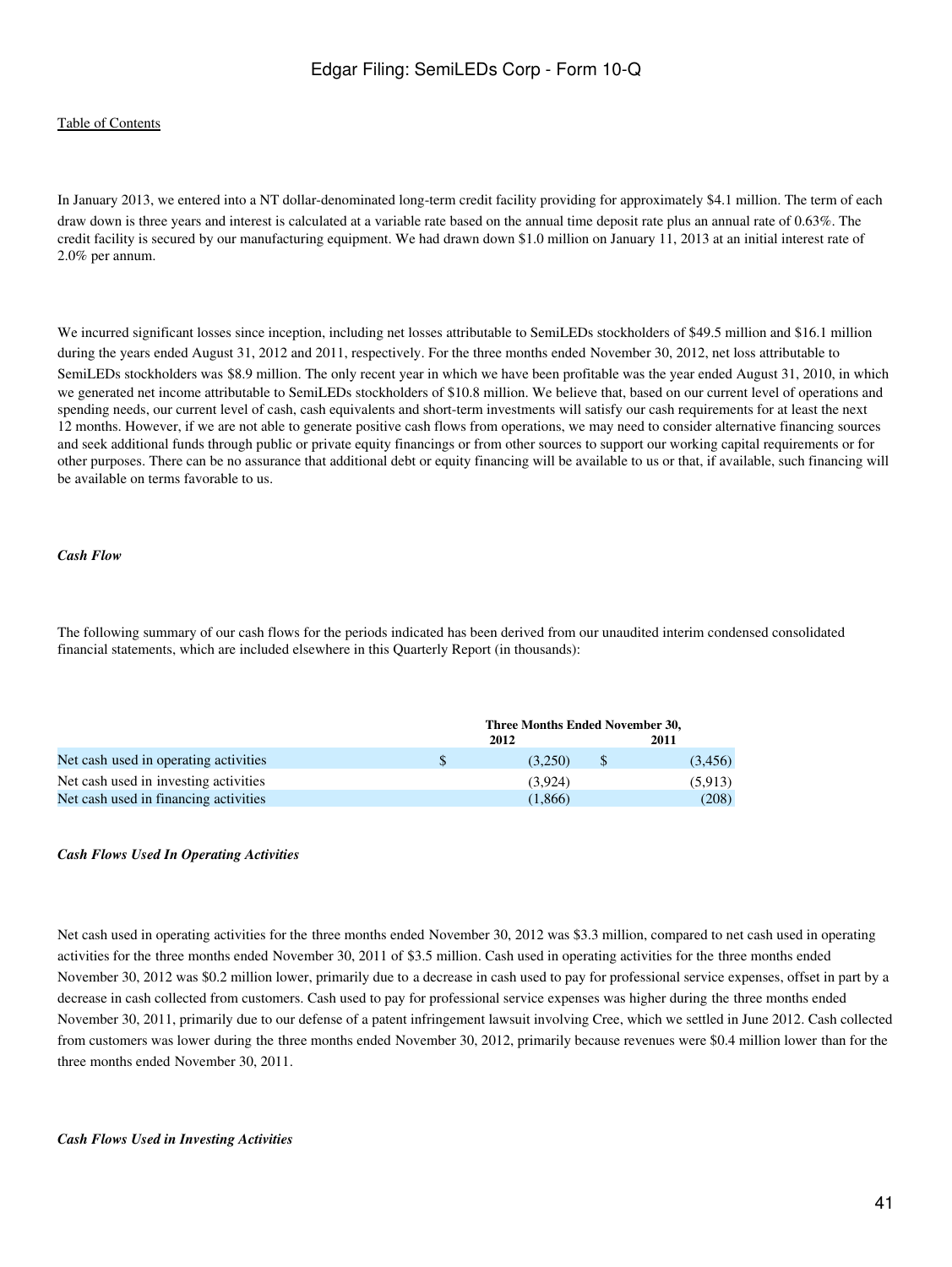In January 2013, we entered into a NT dollar-denominated long-term credit facility providing for approximately $4.1 million. The term of each draw down is three years and interest is calculated at a variable rate based on the annual time deposit rate plus an annual rate of 0.63%. The credit facility is secured by our manufacturing equipment. We had drawn down $1.0 million on January 11, 2013 at an initial interest rate of 2.0% per annum.

We incurred significant losses since inception, including net losses attributable to SemiLEDs stockholders of $49.5 million and $16.1 million during the years ended August 31, 2012 and 2011, respectively. For the three months ended November 30, 2012, net loss attributable to SemiLEDs stockholders was $8.9 million. The only recent year in which we have been profitable was the year ended August 31, 2010, in which we generated net income attributable to SemiLEDs stockholders of $10.8 million. We believe that, based on our current level of operations and spending needs, our current level of cash, cash equivalents and short-term investments will satisfy our cash requirements for at least the next 12 months. However, if we are not able to generate positive cash flows from operations, we may need to consider alternative financing sources and seek additional funds through public or private equity financings or from other sources to support our working capital requirements or for other purposes. There can be no assurance that additional debt or equity financing will be available to us or that, if available, such financing will be available on terms favorable to us.

***Cash Flow***

The following summary of our cash flows for the periods indicated has been derived from our unaudited interim condensed consolidated financial statements, which are included elsewhere in this Quarterly Report (in thousands):

| | Three Months Ended November 30, | |
|---|---|---|
| | 2012 | 2011 |
| Net cash used in operating activities | $ (3,250) | $ (3,456) |
| Net cash used in investing activities | (3,924) | (5,913) |
| Net cash used in financing activities | (1,866) | (208) |

***Cash Flows Used In Operating Activities***

Net cash used in operating activities for the three months ended November 30, 2012 was $3.3 million, compared to net cash used in operating activities for the three months ended November 30, 2011 of $3.5 million. Cash used in operating activities for the three months ended November 30, 2012 was $0.2 million lower, primarily due to a decrease in cash used to pay for professional service expenses, offset in part by a decrease in cash collected from customers. Cash used to pay for professional service expenses was higher during the three months ended November 30, 2011, primarily due to our defense of a patent infringement lawsuit involving Cree, which we settled in June 2012. Cash collected from customers was lower during the three months ended November 30, 2012, primarily because revenues were $0.4 million lower than for the three months ended November 30, 2011.

***Cash Flows Used in Investing Activities***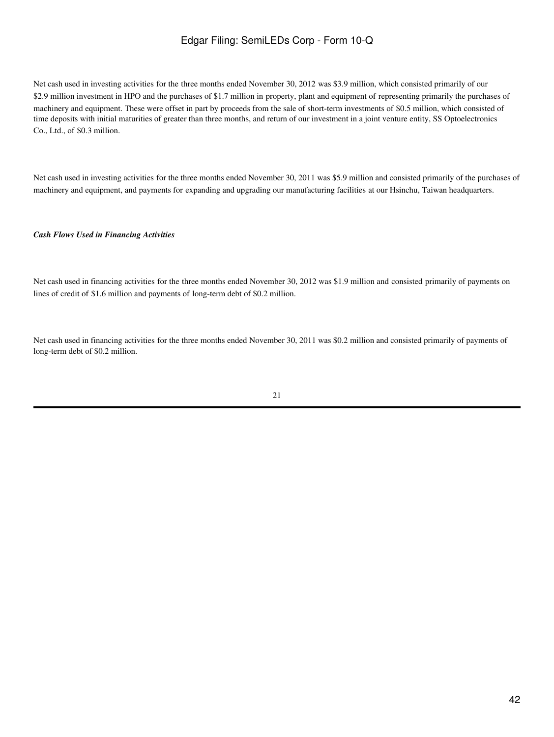Net cash used in investing activities for the three months ended November 30, 2012 was $3.9 million, which consisted primarily of our $2.9 million investment in HPO and the purchases of $1.7 million in property, plant and equipment of representing primarily the purchases of machinery and equipment. These were offset in part by proceeds from the sale of short-term investments of $0.5 million, which consisted of time deposits with initial maturities of greater than three months, and return of our investment in a joint venture entity, SS Optoelectronics Co., Ltd., of $0.3 million.

Net cash used in investing activities for the three months ended November 30, 2011 was $5.9 million and consisted primarily of the purchases of machinery and equipment, and payments for expanding and upgrading our manufacturing facilities at our Hsinchu, Taiwan headquarters.

***Cash Flows Used in Financing Activities***

Net cash used in financing activities for the three months ended November 30, 2012 was $1.9 million and consisted primarily of payments on lines of credit of $1.6 million and payments of long-term debt of $0.2 million.

Net cash used in financing activities for the three months ended November 30, 2011 was $0.2 million and consisted primarily of payments of long-term debt of $0.2 million.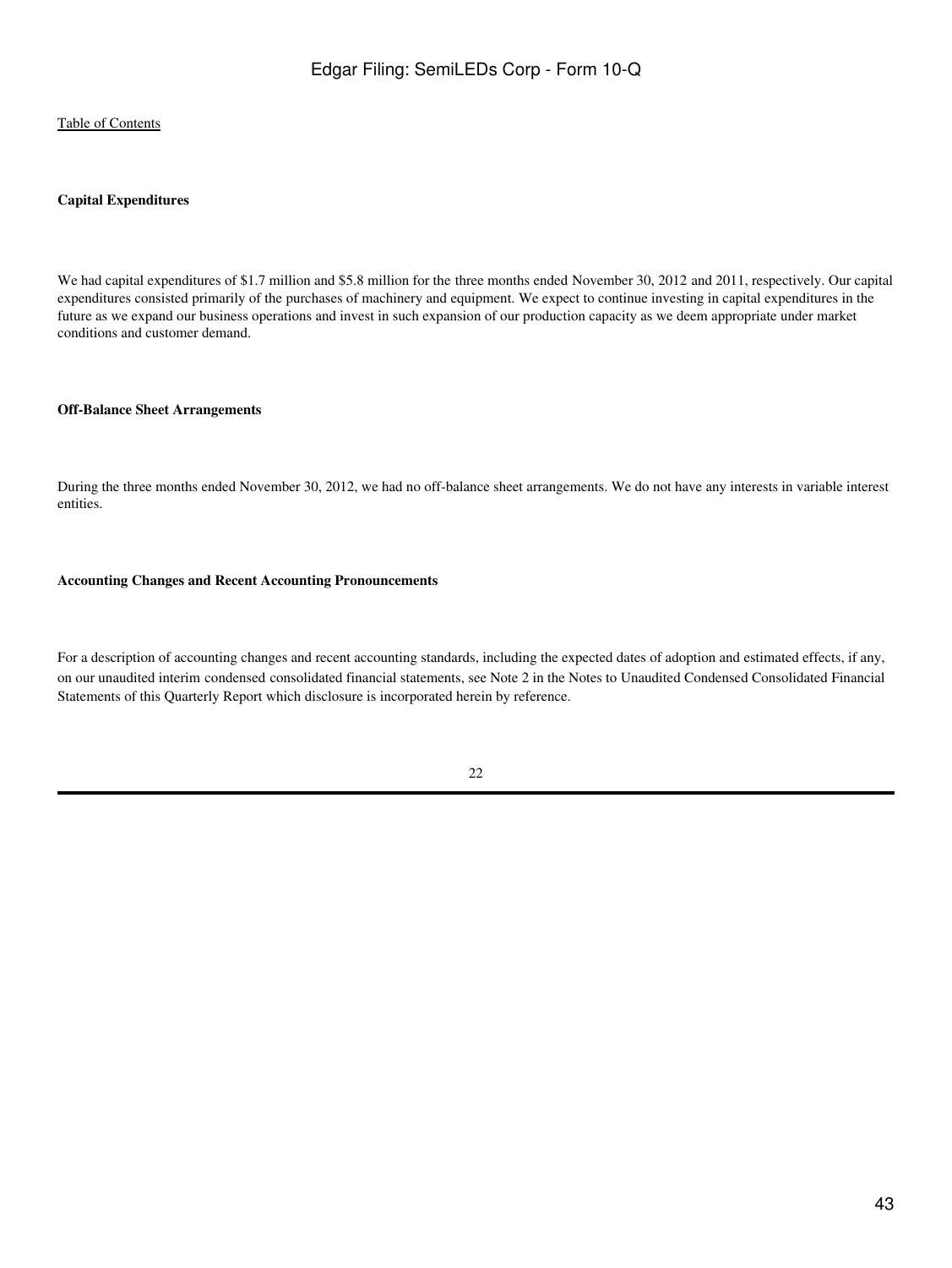### Capital Expenditures

We had capital expenditures of $1.7 million and $5.8 million for the three months ended November 30, 2012 and 2011, respectively. Our capital expenditures consisted primarily of the purchases of machinery and equipment. We expect to continue investing in capital expenditures in the future as we expand our business operations and invest in such expansion of our production capacity as we deem appropriate under market conditions and customer demand.

### Off-Balance Sheet Arrangements

During the three months ended November 30, 2012, we had no off-balance sheet arrangements. We do not have any interests in variable interest entities.

### Accounting Changes and Recent Accounting Pronouncements

For a description of accounting changes and recent accounting standards, including the expected dates of adoption and estimated effects, if any, on our unaudited interim condensed consolidated financial statements, see Note 2 in the Notes to Unaudited Condensed Consolidated Financial Statements of this Quarterly Report which disclosure is incorporated herein by reference.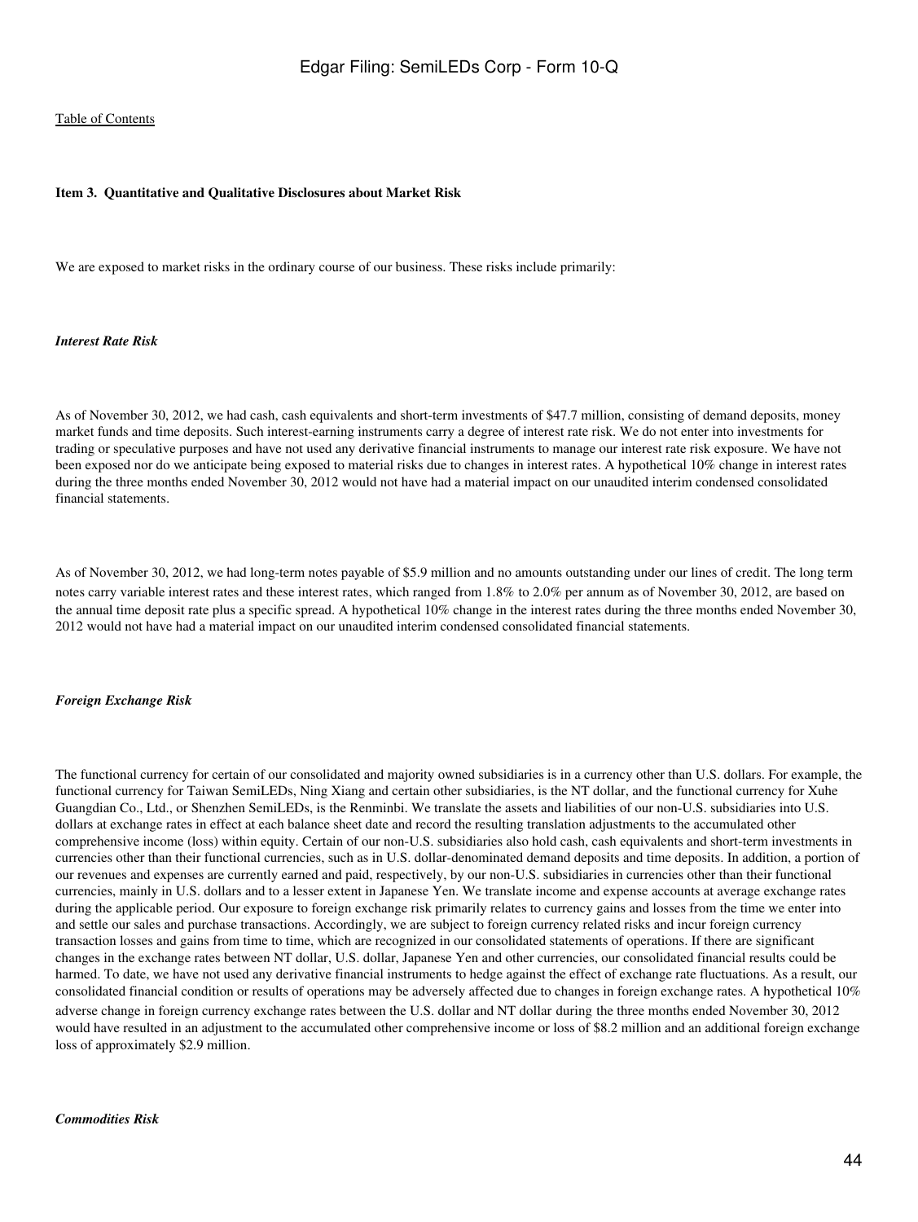[Table of Contents](#)

**Item 3. Quantitative and Qualitative Disclosures about Market Risk**

We are exposed to market risks in the ordinary course of our business. These risks include primarily:

***Interest Rate Risk***

As of November 30, 2012, we had cash, cash equivalents and short-term investments of $47.7 million, consisting of demand deposits, money market funds and time deposits. Such interest-earning instruments carry a degree of interest rate risk. We do not enter into investments for trading or speculative purposes and have not used any derivative financial instruments to manage our interest rate risk exposure. We have not been exposed nor do we anticipate being exposed to material risks due to changes in interest rates. A hypothetical 10% change in interest rates during the three months ended November 30, 2012 would not have had a material impact on our unaudited interim condensed consolidated financial statements.

As of November 30, 2012, we had long-term notes payable of $5.9 million and no amounts outstanding under our lines of credit. The long term notes carry variable interest rates and these interest rates, which ranged from 1.8% to 2.0% per annum as of November 30, 2012, are based on the annual time deposit rate plus a specific spread. A hypothetical 10% change in the interest rates during the three months ended November 30, 2012 would not have had a material impact on our unaudited interim condensed consolidated financial statements.

***Foreign Exchange Risk***

The functional currency for certain of our consolidated and majority owned subsidiaries is in a currency other than U.S. dollars. For example, the functional currency for Taiwan SemiLEDs, Ning Xiang and certain other subsidiaries, is the NT dollar, and the functional currency for Xuhe Guangdian Co., Ltd., or Shenzhen SemiLEDs, is the Renminbi. We translate the assets and liabilities of our non-U.S. subsidiaries into U.S. dollars at exchange rates in effect at each balance sheet date and record the resulting translation adjustments to the accumulated other comprehensive income (loss) within equity. Certain of our non-U.S. subsidiaries also hold cash, cash equivalents and short-term investments in currencies other than their functional currencies, such as in U.S. dollar-denominated demand deposits and time deposits. In addition, a portion of our revenues and expenses are currently earned and paid, respectively, by our non-U.S. subsidiaries in currencies other than their functional currencies, mainly in U.S. dollars and to a lesser extent in Japanese Yen. We translate income and expense accounts at average exchange rates during the applicable period. Our exposure to foreign exchange risk primarily relates to currency gains and losses from the time we enter into and settle our sales and purchase transactions. Accordingly, we are subject to foreign currency related risks and incur foreign currency transaction losses and gains from time to time, which are recognized in our consolidated statements of operations. If there are significant changes in the exchange rates between NT dollar, U.S. dollar, Japanese Yen and other currencies, our consolidated financial results could be harmed. To date, we have not used any derivative financial instruments to hedge against the effect of exchange rate fluctuations. As a result, our consolidated financial condition or results of operations may be adversely affected due to changes in foreign exchange rates. A hypothetical 10% adverse change in foreign currency exchange rates between the U.S. dollar and NT dollar during the three months ended November 30, 2012 would have resulted in an adjustment to the accumulated other comprehensive income or loss of $8.2 million and an additional foreign exchange loss of approximately $2.9 million.

***Commodities Risk***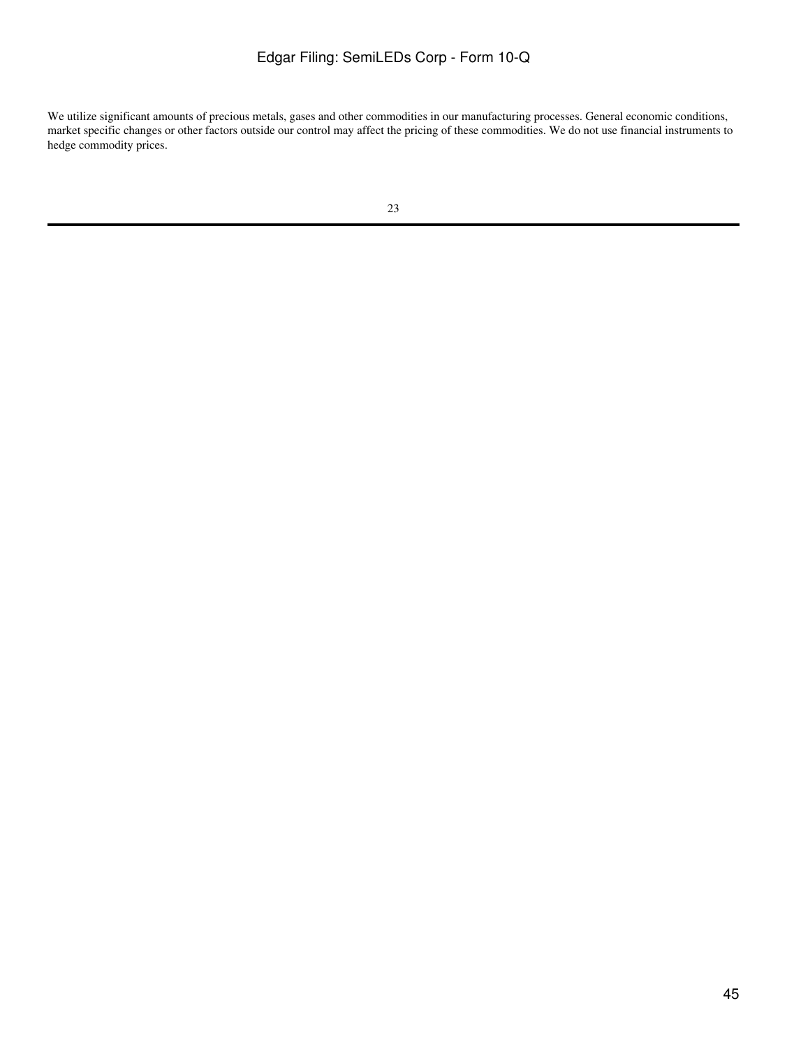We utilize significant amounts of precious metals, gases and other commodities in our manufacturing processes. General economic conditions, market specific changes or other factors outside our control may affect the pricing of these commodities. We do not use financial instruments to hedge commodity prices.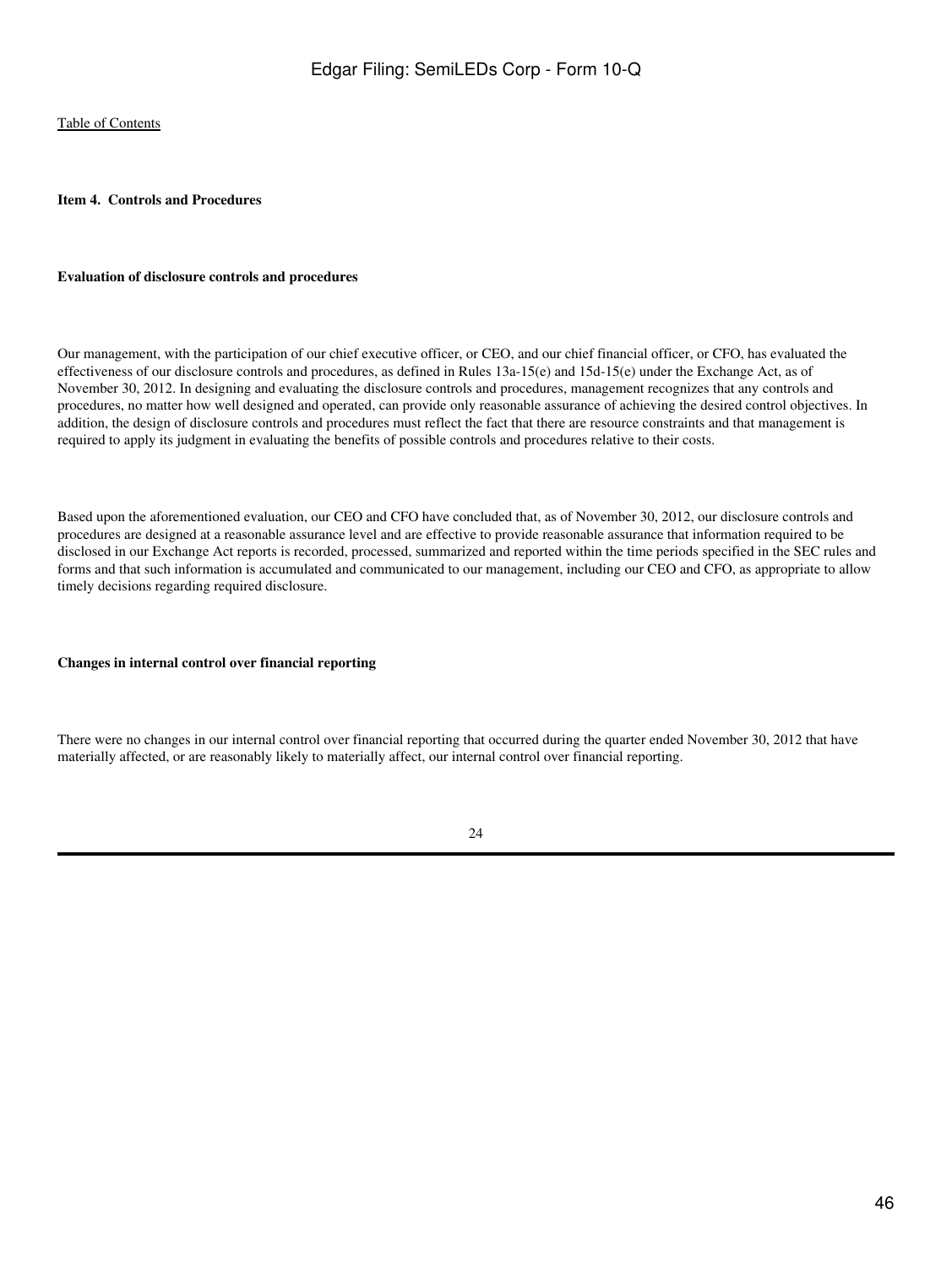**Item 4. Controls and Procedures**

**Evaluation of disclosure controls and procedures**

Our management, with the participation of our chief executive officer, or CEO, and our chief financial officer, or CFO, has evaluated the effectiveness of our disclosure controls and procedures, as defined in Rules 13a-15(e) and 15d-15(e) under the Exchange Act, as of November 30, 2012. In designing and evaluating the disclosure controls and procedures, management recognizes that any controls and procedures, no matter how well designed and operated, can provide only reasonable assurance of achieving the desired control objectives. In addition, the design of disclosure controls and procedures must reflect the fact that there are resource constraints and that management is required to apply its judgment in evaluating the benefits of possible controls and procedures relative to their costs.

Based upon the aforementioned evaluation, our CEO and CFO have concluded that, as of November 30, 2012, our disclosure controls and procedures are designed at a reasonable assurance level and are effective to provide reasonable assurance that information required to be disclosed in our Exchange Act reports is recorded, processed, summarized and reported within the time periods specified in the SEC rules and forms and that such information is accumulated and communicated to our management, including our CEO and CFO, as appropriate to allow timely decisions regarding required disclosure.

**Changes in internal control over financial reporting**

There were no changes in our internal control over financial reporting that occurred during the quarter ended November 30, 2012 that have materially affected, or are reasonably likely to materially affect, our internal control over financial reporting.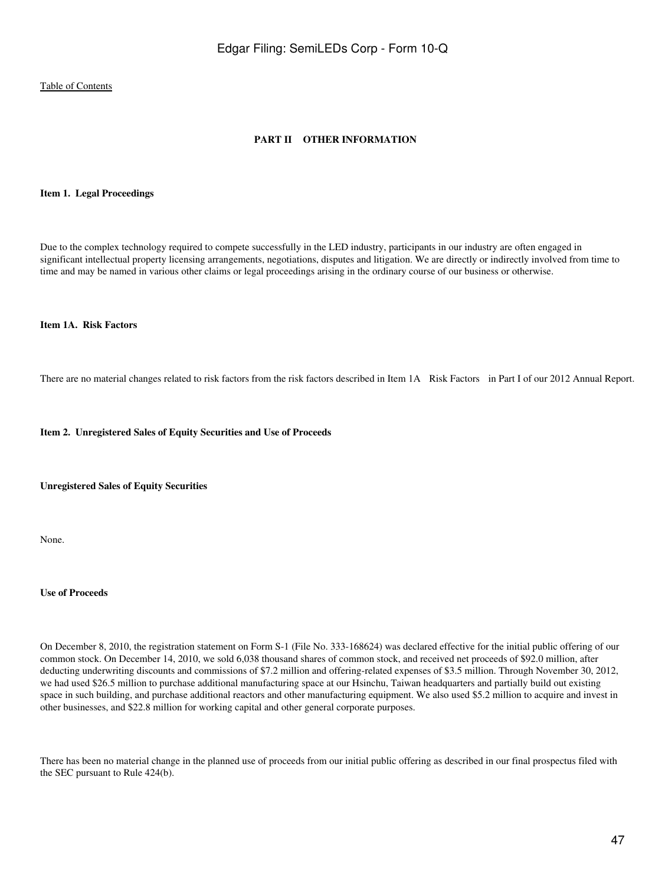Table of Contents

## PART II OTHER INFORMATION

### Item 1. Legal Proceedings

Due to the complex technology required to compete successfully in the LED industry, participants in our industry are often engaged in significant intellectual property licensing arrangements, negotiations, disputes and litigation. We are directly or indirectly involved from time to time and may be named in various other claims or legal proceedings arising in the ordinary course of our business or otherwise.

### Item 1A. Risk Factors

There are no material changes related to risk factors from the risk factors described in Item 1A Risk Factors in Part I of our 2012 Annual Report.

### Item 2. Unregistered Sales of Equity Securities and Use of Proceeds

**Unregistered Sales of Equity Securities**

None.

**Use of Proceeds**

On December 8, 2010, the registration statement on Form S-1 (File No. 333-168624) was declared effective for the initial public offering of our common stock. On December 14, 2010, we sold 6,038 thousand shares of common stock, and received net proceeds of $92.0 million, after deducting underwriting discounts and commissions of $7.2 million and offering-related expenses of $3.5 million. Through November 30, 2012, we had used $26.5 million to purchase additional manufacturing space at our Hsinchu, Taiwan headquarters and partially build out existing space in such building, and purchase additional reactors and other manufacturing equipment. We also used $5.2 million to acquire and invest in other businesses, and $22.8 million for working capital and other general corporate purposes.

There has been no material change in the planned use of proceeds from our initial public offering as described in our final prospectus filed with the SEC pursuant to Rule 424(b).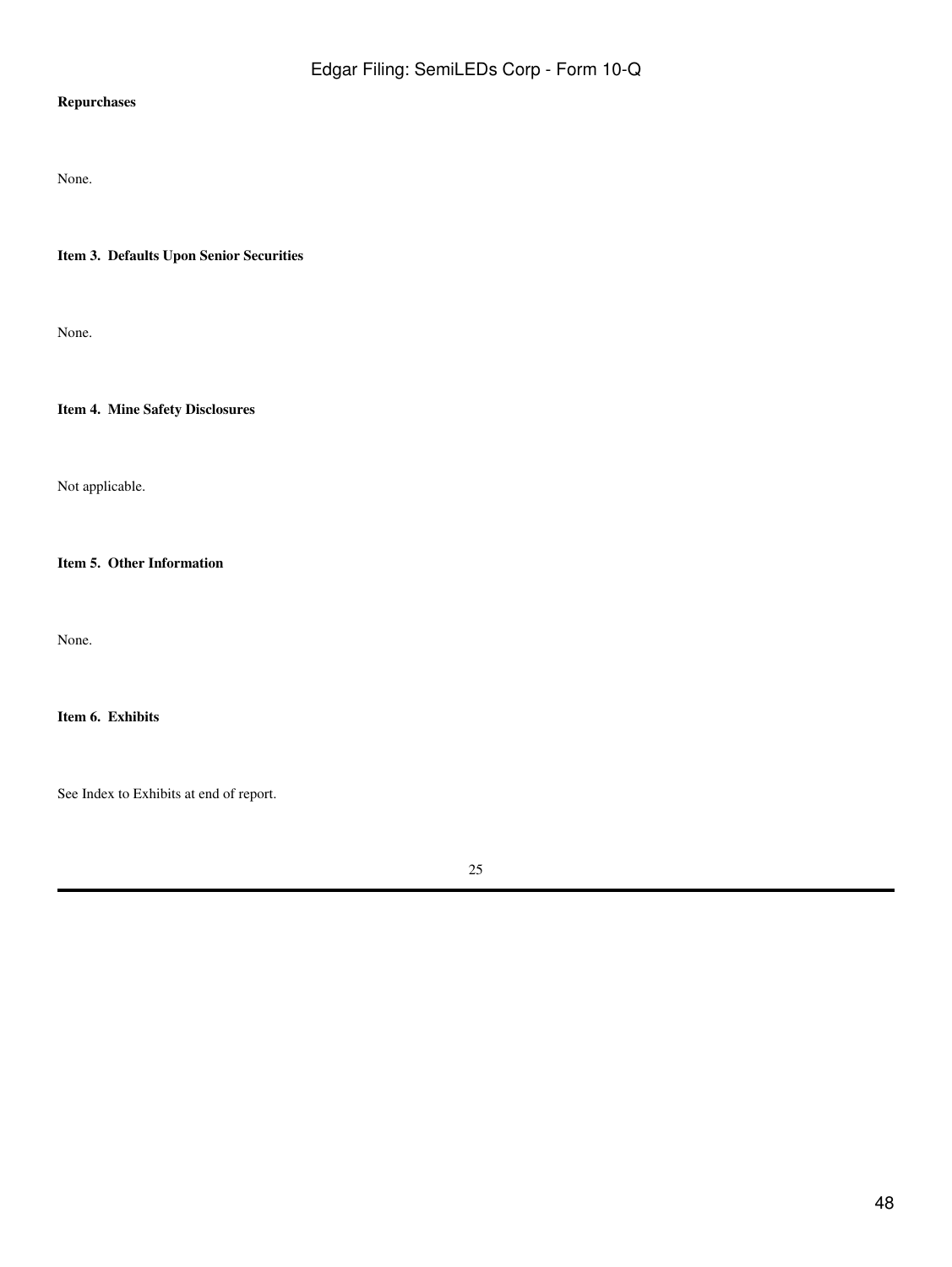**Repurchases**

None.

**Item 3. Defaults Upon Senior Securities**

None.

**Item 4. Mine Safety Disclosures**

Not applicable.

**Item 5. Other Information**

None.

**Item 6. Exhibits**

See Index to Exhibits at end of report.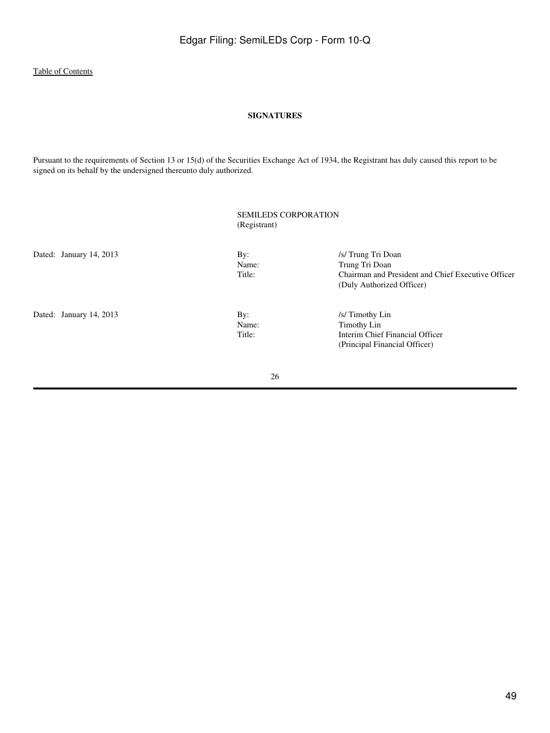[Table of Contents]

**SIGNATURES**

Pursuant to the requirements of Section 13 or 15(d) of the Securities Exchange Act of 1934, the Registrant has duly caused this report to be signed on its behalf by the undersigned thereunto duly authorized.

| | | |
|---|---|---|
| | SEMILEDS CORPORATION (Registrant) | |
| Dated: January 14, 2013 | By: | /s/ Trung Tri Doan |
| | Name: | Trung Tri Doan |
| | Title: | Chairman and President and Chief Executive Officer (Duly Authorized Officer) |
| Dated: January 14, 2013 | By: | /s/ Timothy Lin |
| | Name: | Timothy Lin |
| | Title: | Interim Chief Financial Officer (Principal Financial Officer) |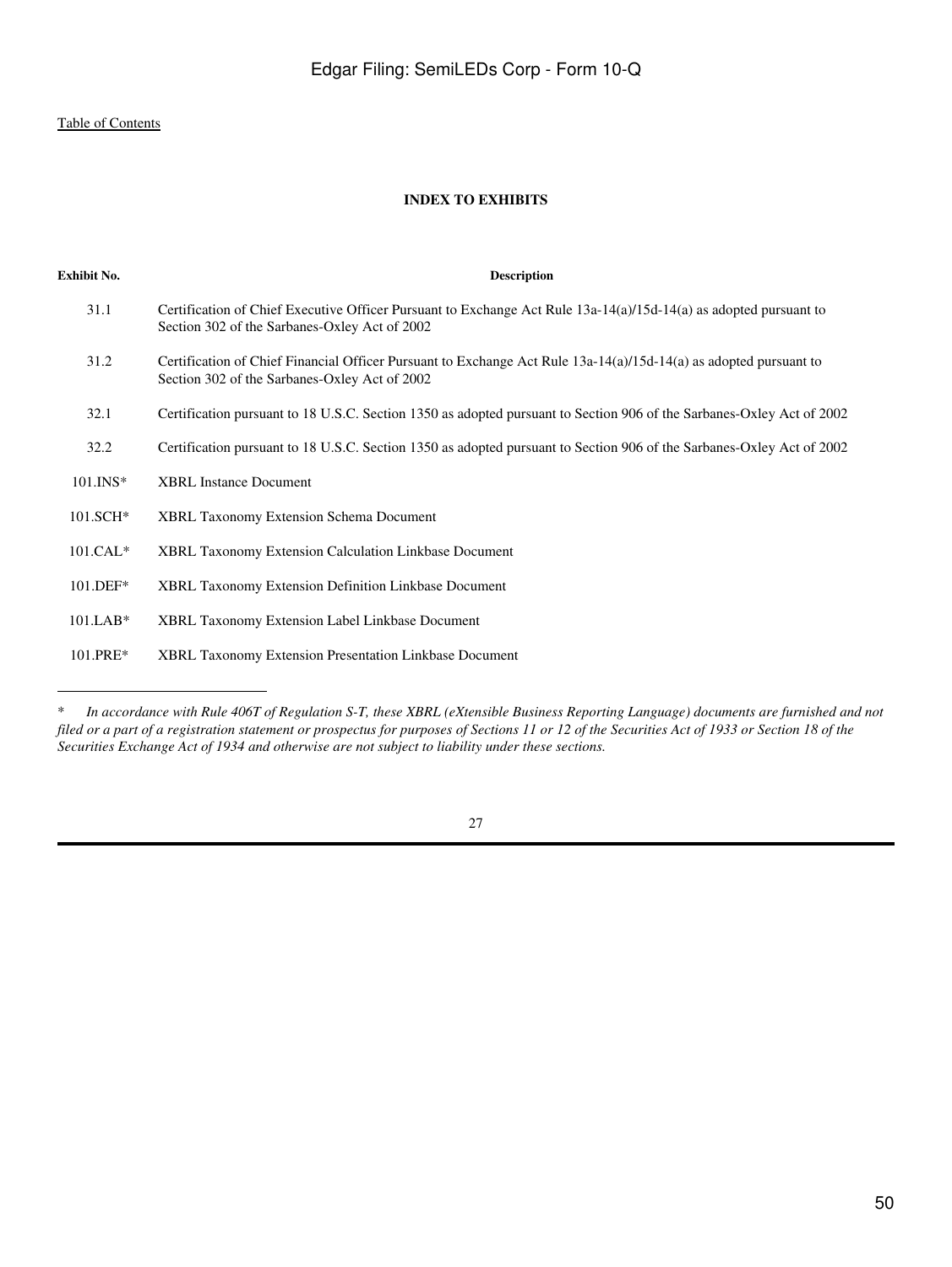[Table of Contents](#)

**INDEX TO EXHIBITS**

| Exhibit No. | Description |
| --- | --- |
| 31.1 | Certification of Chief Executive Officer Pursuant to Exchange Act Rule 13a-14(a)/15d-14(a) as adopted pursuant to Section 302 of the Sarbanes-Oxley Act of 2002 |
| 31.2 | Certification of Chief Financial Officer Pursuant to Exchange Act Rule 13a-14(a)/15d-14(a) as adopted pursuant to Section 302 of the Sarbanes-Oxley Act of 2002 |
| 32.1 | Certification pursuant to 18 U.S.C. Section 1350 as adopted pursuant to Section 906 of the Sarbanes-Oxley Act of 2002 |
| 32.2 | Certification pursuant to 18 U.S.C. Section 1350 as adopted pursuant to Section 906 of the Sarbanes-Oxley Act of 2002 |
| 101.INS* | XBRL Instance Document |
| 101.SCH* | XBRL Taxonomy Extension Schema Document |
| 101.CAL* | XBRL Taxonomy Extension Calculation Linkbase Document |
| 101.DEF* | XBRL Taxonomy Extension Definition Linkbase Document |
| 101.LAB* | XBRL Taxonomy Extension Label Linkbase Document |
| 101.PRE* | XBRL Taxonomy Extension Presentation Linkbase Document |

\* *In accordance with Rule 406T of Regulation S-T, these XBRL (eXtensible Business Reporting Language) documents are furnished and not filed or a part of a registration statement or prospectus for purposes of Sections 11 or 12 of the Securities Act of 1933 or Section 18 of the Securities Exchange Act of 1934 and otherwise are not subject to liability under these sections.*